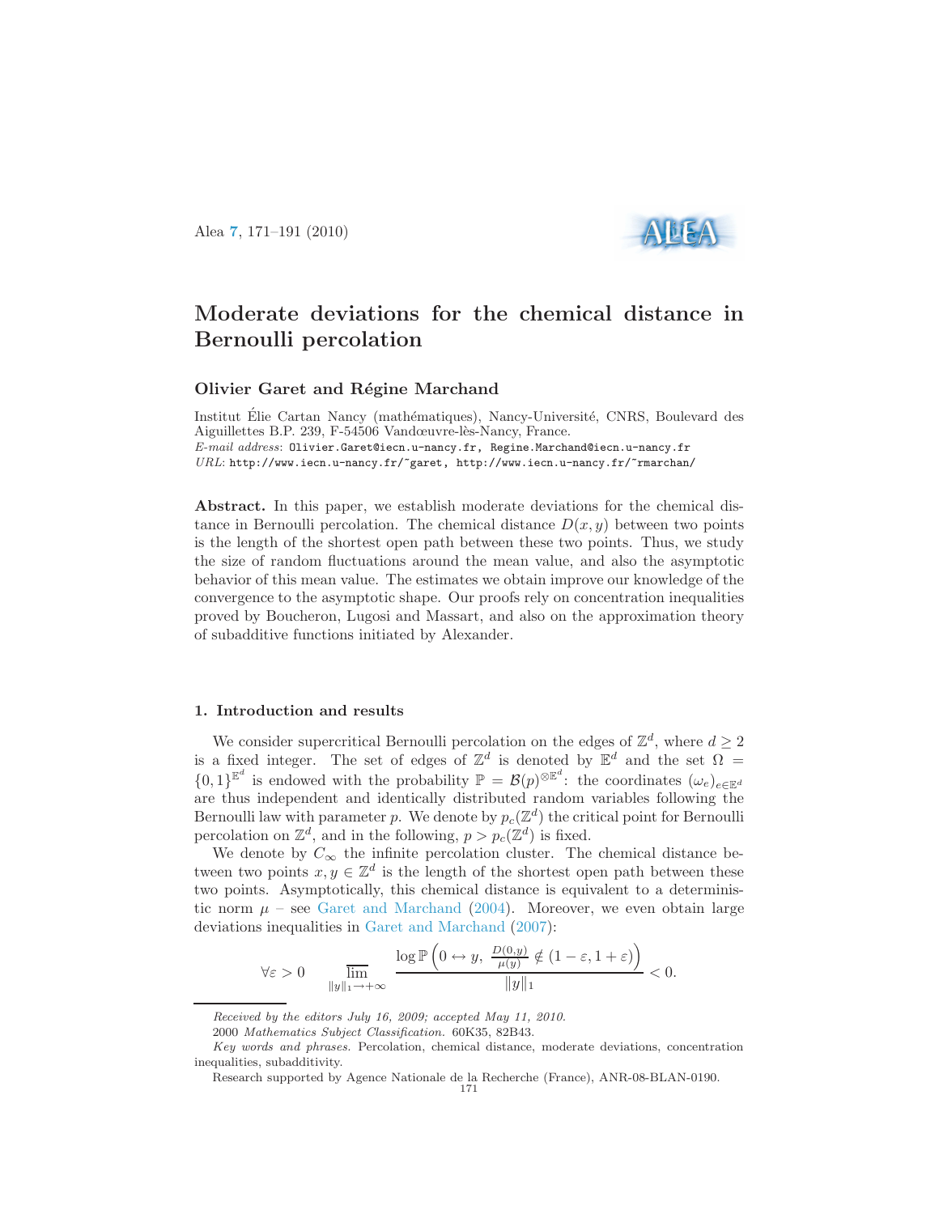# Moderate deviations for the chemical distance in Bernoulli percolation

**Olivier Garet and Régine Marchand**

Institut Élie Cartan Nancy (mathématiques), Nancy-Université, CNRS, Boulevard des Aiguillettes B.P. 239, F-54506 Vandœuvre-lès-Nancy, France.

*E-mail address*: Olivier.Garet@iecn.u-nancy.fr, Regine.Marchand@iecn.u-nancy.fr

*URL*: http://www.iecn.u-nancy.fr/~garet, http://www.iecn.u-nancy.fr/~rmarchan/

**Abstract.** In this paper, we establish moderate deviations for the chemical distance in Bernoulli percolation. The chemical distance $D(x, y)$ between two points is the length of the shortest open path between these two points. Thus, we study the size of random fluctuations around the mean value, and also the asymptotic behavior of this mean value. The estimates we obtain improve our knowledge of the convergence to the asymptotic shape. Our proofs rely on concentration inequalities proved by Boucheron, Lugosi and Massart, and also on the approximation theory of subadditive functions initiated by Alexander.

## 1. Introduction and results

We consider supercritical Bernoulli percolation on the edges of $\mathbb{Z}^d$, where $d \geq 2$ is a fixed integer. The set of edges of $\mathbb{Z}^d$ is denoted by $\mathbb{E}^d$ and the set $\Omega = \{0,1\}^{\mathbb{E}^d}$ is endowed with the probability $\mathbb{P} = \mathcal{B}(p)^{\otimes \mathbb{E}^d}$: the coordinates $(\omega_e)_{e \in \mathbb{E}^d}$ are thus independent and identically distributed random variables following the Bernoulli law with parameter $p$. We denote by $p_c(\mathbb{Z}^d)$ the critical point for Bernoulli percolation on $\mathbb{Z}^d$, and in the following, $p > p_c(\mathbb{Z}^d)$ is fixed.

We denote by $C_\infty$ the infinite percolation cluster. The chemical distance between two points $x, y \in \mathbb{Z}^d$ is the length of the shortest open path between these two points. Asymptotically, this chemical distance is equivalent to a deterministic norm $\mu$ – see Garet and Marchand (2004). Moreover, we even obtain large deviations inequalities in Garet and Marchand (2007):

$$\forall \varepsilon > 0 \qquad \overline{\lim_{\|y\|_1 \to +\infty}} \frac{\log \mathbb{P}\left(0 \leftrightarrow y,\ \frac{D(0,y)}{\mu(y)} \notin (1-\varepsilon, 1+\varepsilon)\right)}{\|y\|_1} < 0.$$

---

*Received by the editors July 16, 2009; accepted May 11, 2010.*

2000 *Mathematics Subject Classification.* 60K35, 82B43.

*Key words and phrases.* Percolation, chemical distance, moderate deviations, concentration inequalities, subadditivity.

Research supported by Agence Nationale de la Recherche (France), ANR-08-BLAN-0190.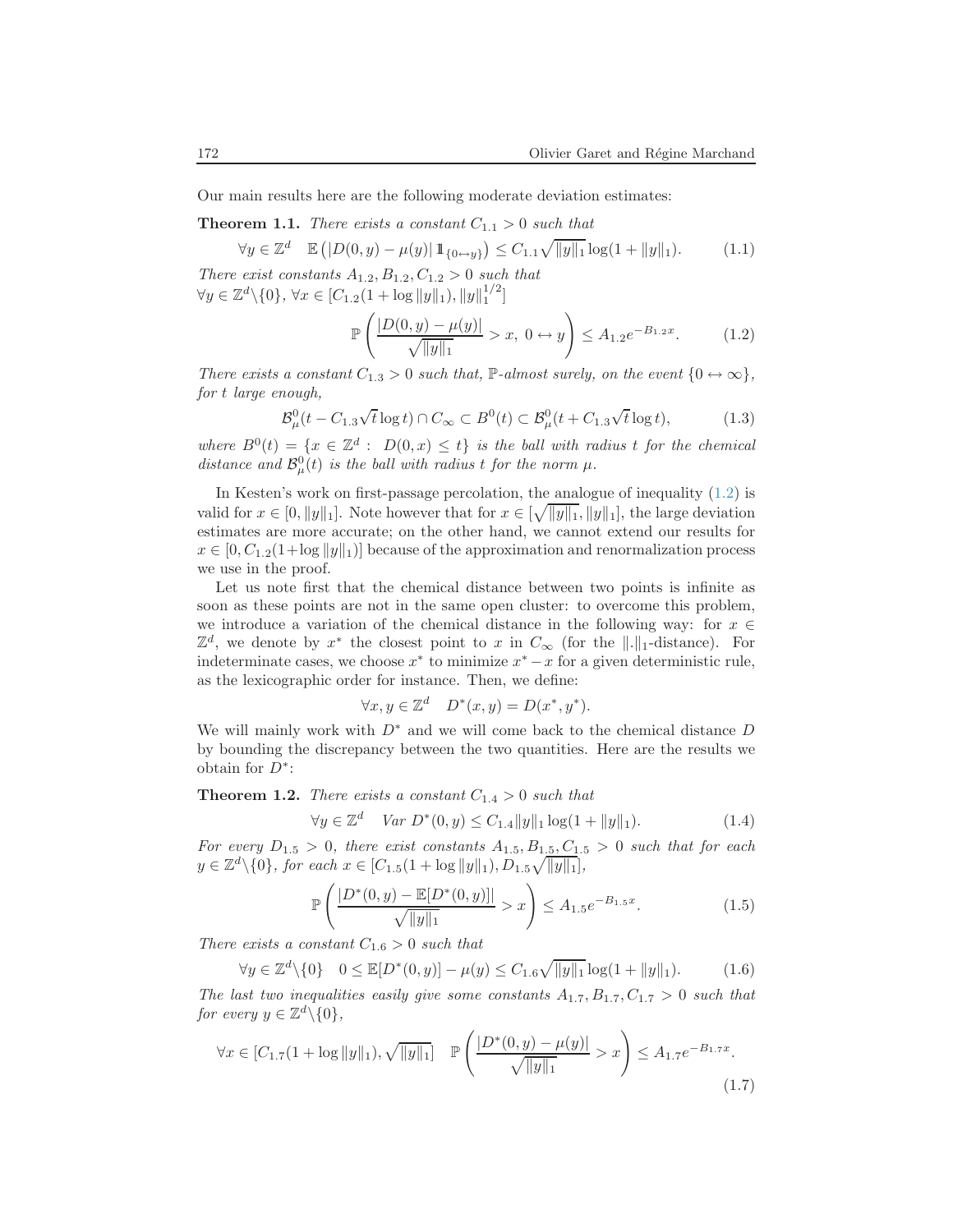Our main results here are the following moderate deviation estimates:

**Theorem 1.1.** *There exists a constant $C_{1.1} > 0$ such that*

$$\forall y \in \mathbb{Z}^d \quad \mathbb{E}\left(|D(0,y) - \mu(y)| \, 1\!\!1_{\{0 \leftrightarrow y\}}\right) \le C_{1.1} \sqrt{\|y\|_1} \log(1 + \|y\|_1). \tag{1.1}$$

*There exist constants $A_{1.2}, B_{1.2}, C_{1.2} > 0$ such that*
$\forall y \in \mathbb{Z}^d \backslash \{0\}$, $\forall x \in [C_{1.2}(1 + \log \|y\|_1), \|y\|_1^{1/2}]$

$$\mathbb{P}\left(\frac{|D(0,y) - \mu(y)|}{\sqrt{\|y\|_1}} > x, \; 0 \leftrightarrow y\right) \le A_{1.2} e^{-B_{1.2} x}. \tag{1.2}$$

*There exists a constant $C_{1.3} > 0$ such that, $\mathbb{P}$-almost surely, on the event $\{0 \leftrightarrow \infty\}$, for $t$ large enough,*

$$\mathcal{B}^0_\mu(t - C_{1.3}\sqrt{t}\log t) \cap C_\infty \subset B^0(t) \subset \mathcal{B}^0_\mu(t + C_{1.3}\sqrt{t}\log t), \tag{1.3}$$

*where $B^0(t) = \{x \in \mathbb{Z}^d : \; D(0,x) \le t\}$ is the ball with radius $t$ for the chemical distance and $\mathcal{B}^0_\mu(t)$ is the ball with radius $t$ for the norm $\mu$.*

In Kesten's work on first-passage percolation, the analogue of inequality (1.2) is valid for $x \in [0, \|y\|_1]$. Note however that for $x \in [\sqrt{\|y\|_1}, \|y\|_1]$, the large deviation estimates are more accurate; on the other hand, we cannot extend our results for $x \in [0, C_{1.2}(1+\log\|y\|_1)]$ because of the approximation and renormalization process we use in the proof.

Let us note first that the chemical distance between two points is infinite as soon as these points are not in the same open cluster: to overcome this problem, we introduce a variation of the chemical distance in the following way: for $x \in \mathbb{Z}^d$, we denote by $x^*$ the closest point to $x$ in $C_\infty$ (for the $\|.\|_1$-distance). For indeterminate cases, we choose $x^*$ to minimize $x^* - x$ for a given deterministic rule, as the lexicographic order for instance. Then, we define:

$$\forall x, y \in \mathbb{Z}^d \quad D^*(x,y) = D(x^*, y^*).$$

We will mainly work with $D^*$ and we will come back to the chemical distance $D$ by bounding the discrepancy between the two quantities. Here are the results we obtain for $D^*$:

**Theorem 1.2.** *There exists a constant $C_{1.4} > 0$ such that*

$$\forall y \in \mathbb{Z}^d \quad \mathrm{Var}\; D^*(0,y) \le C_{1.4} \|y\|_1 \log(1 + \|y\|_1). \tag{1.4}$$

*For every $D_{1.5} > 0$, there exist constants $A_{1.5}, B_{1.5}, C_{1.5} > 0$ such that for each $y \in \mathbb{Z}^d \backslash \{0\}$, for each $x \in [C_{1.5}(1 + \log\|y\|_1), D_{1.5}\sqrt{\|y\|_1}]$,*

$$\mathbb{P}\left(\frac{|D^*(0,y) - \mathbb{E}[D^*(0,y)]|}{\sqrt{\|y\|_1}} > x\right) \le A_{1.5} e^{-B_{1.5} x}. \tag{1.5}$$

*There exists a constant $C_{1.6} > 0$ such that*

$$\forall y \in \mathbb{Z}^d \backslash \{0\} \quad 0 \le \mathbb{E}[D^*(0,y)] - \mu(y) \le C_{1.6}\sqrt{\|y\|_1}\log(1 + \|y\|_1). \tag{1.6}$$

*The last two inequalities easily give some constants $A_{1.7}, B_{1.7}, C_{1.7} > 0$ such that for every $y \in \mathbb{Z}^d \backslash \{0\}$,*

$$\forall x \in [C_{1.7}(1 + \log\|y\|_1), \sqrt{\|y\|_1}] \quad \mathbb{P}\left(\frac{|D^*(0,y) - \mu(y)|}{\sqrt{\|y\|_1}} > x\right) \le A_{1.7} e^{-B_{1.7} x}. \tag{1.7}$$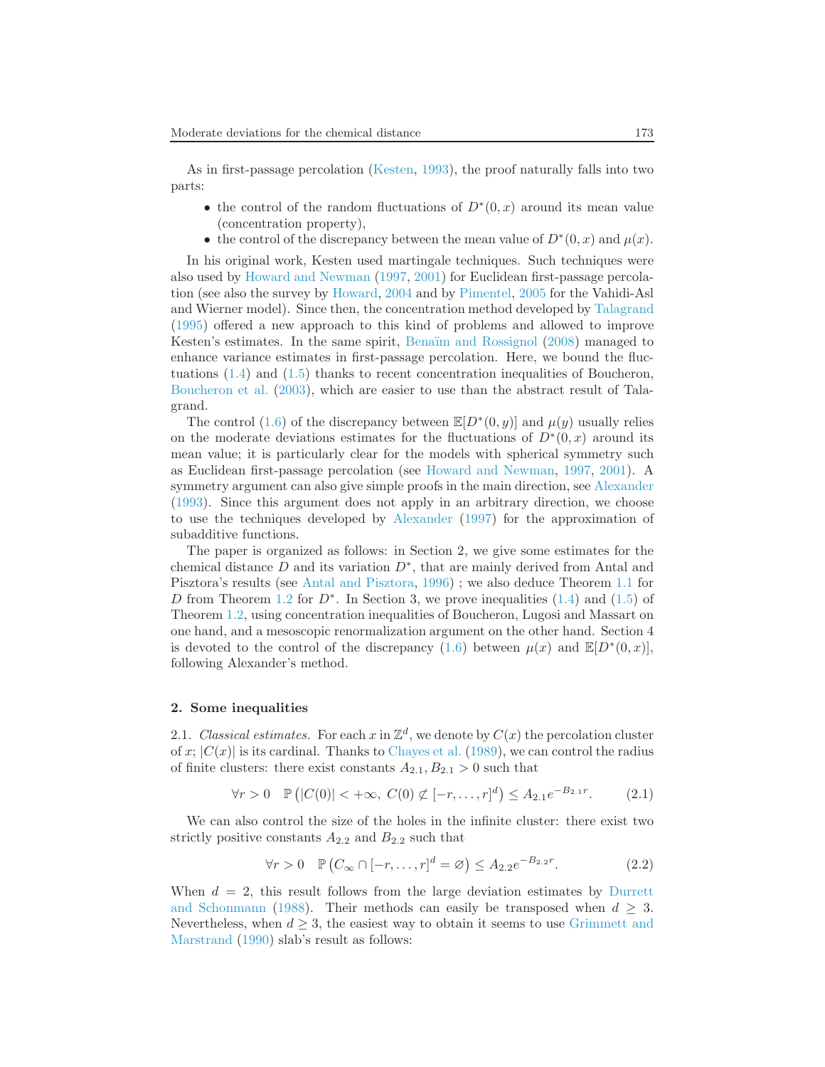As in first-passage percolation (Kesten, 1993), the proof naturally falls into two parts:

- the control of the random fluctuations of $D^*(0,x)$ around its mean value (concentration property),
- the control of the discrepancy between the mean value of $D^*(0,x)$ and $\mu(x)$.

In his original work, Kesten used martingale techniques. Such techniques were also used by Howard and Newman (1997, 2001) for Euclidean first-passage percolation (see also the survey by Howard, 2004 and by Pimentel, 2005 for the Vahidi-Asl and Wierner model). Since then, the concentration method developed by Talagrand (1995) offered a new approach to this kind of problems and allowed to improve Kesten's estimates. In the same spirit, Benaïm and Rossignol (2008) managed to enhance variance estimates in first-passage percolation. Here, we bound the fluctuations (1.4) and (1.5) thanks to recent concentration inequalities of Boucheron, Boucheron et al. (2003), which are easier to use than the abstract result of Talagrand.

The control (1.6) of the discrepancy between $\mathbb{E}[D^*(0,y)]$ and $\mu(y)$ usually relies on the moderate deviations estimates for the fluctuations of $D^*(0,x)$ around its mean value; it is particularly clear for the models with spherical symmetry such as Euclidean first-passage percolation (see Howard and Newman, 1997, 2001). A symmetry argument can also give simple proofs in the main direction, see Alexander (1993). Since this argument does not apply in an arbitrary direction, we choose to use the techniques developed by Alexander (1997) for the approximation of subadditive functions.

The paper is organized as follows: in Section 2, we give some estimates for the chemical distance $D$ and its variation $D^*$, that are mainly derived from Antal and Pisztora's results (see Antal and Pisztora, 1996) ; we also deduce Theorem 1.1 for $D$ from Theorem 1.2 for $D^*$. In Section 3, we prove inequalities (1.4) and (1.5) of Theorem 1.2, using concentration inequalities of Boucheron, Lugosi and Massart on one hand, and a mesoscopic renormalization argument on the other hand. Section 4 is devoted to the control of the discrepancy (1.6) between $\mu(x)$ and $\mathbb{E}[D^*(0,x)]$, following Alexander's method.

## 2. Some inequalities

2.1. *Classical estimates.* For each $x$ in $\mathbb{Z}^d$, we denote by $C(x)$ the percolation cluster of $x$; $|C(x)|$ is its cardinal. Thanks to Chayes et al. (1989), we can control the radius of finite clusters: there exist constants $A_{2.1}, B_{2.1} > 0$ such that

$$\forall r > 0 \quad \mathbb{P}\left(|C(0)| < +\infty,\ C(0) \not\subset [-r,\dots,r]^d\right) \le A_{2.1} e^{-B_{2.1} r}. \tag{2.1}$$

We can also control the size of the holes in the infinite cluster: there exist two strictly positive constants $A_{2.2}$ and $B_{2.2}$ such that

$$\forall r > 0 \quad \mathbb{P}\left(C_\infty \cap [-r,\dots,r]^d = \varnothing\right) \le A_{2.2} e^{-B_{2.2} r}. \tag{2.2}$$

When $d = 2$, this result follows from the large deviation estimates by Durrett and Schonmann (1988). Their methods can easily be transposed when $d \ge 3$. Nevertheless, when $d \ge 3$, the easiest way to obtain it seems to use Grimmett and Marstrand (1990) slab's result as follows: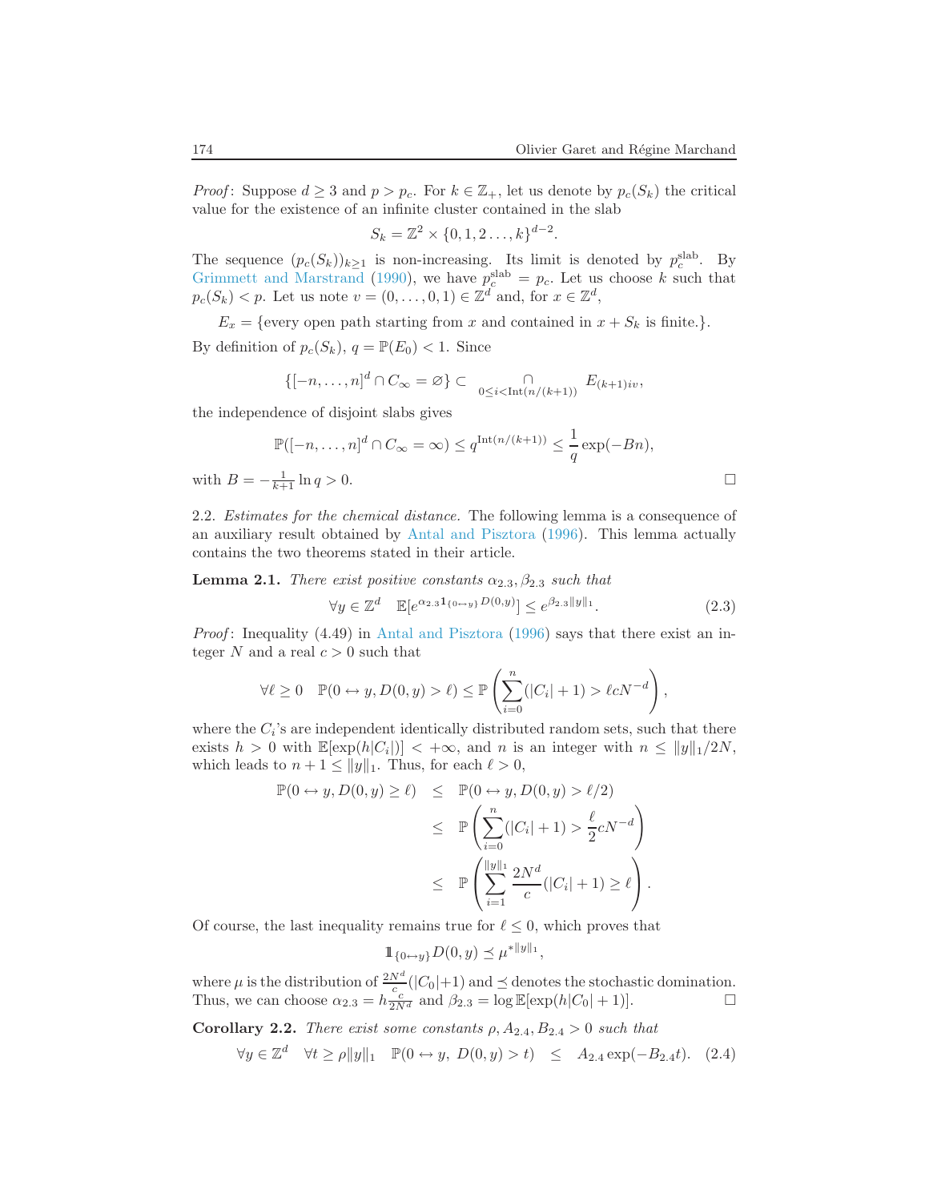*Proof*: Suppose $d \geq 3$ and $p > p_c$. For $k \in \mathbb{Z}_+$, let us denote by $p_c(S_k)$ the critical value for the existence of an infinite cluster contained in the slab

$$S_k = \mathbb{Z}^2 \times \{0, 1, 2 \dots, k\}^{d-2}.$$

The sequence $(p_c(S_k))_{k \geq 1}$ is non-increasing. Its limit is denoted by $p_c^{\text{slab}}$. By Grimmett and Marstrand (1990), we have $p_c^{\text{slab}} = p_c$. Let us choose $k$ such that $p_c(S_k) < p$. Let us note $v = (0, \dots, 0, 1) \in \mathbb{Z}^d$ and, for $x \in \mathbb{Z}^d$,

$E_x = \{$every open path starting from $x$ and contained in $x + S_k$ is finite.$\}$.

By definition of $p_c(S_k)$, $q = \mathbb{P}(E_0) < 1$. Since

$$\{[-n, \dots, n]^d \cap C_\infty = \varnothing\} \subset \bigcap_{0 \leq i < \text{Int}(n/(k+1))} E_{(k+1)iv},$$

the independence of disjoint slabs gives

$$\mathbb{P}([-n, \dots, n]^d \cap C_\infty = \infty) \leq q^{\text{Int}(n/(k+1))} \leq \frac{1}{q} \exp(-Bn),$$

with $B = -\frac{1}{k+1} \ln q > 0$. □

2.2. *Estimates for the chemical distance.* The following lemma is a consequence of an auxiliary result obtained by Antal and Pisztora (1996). This lemma actually contains the two theorems stated in their article.

**Lemma 2.1.** *There exist positive constants $\alpha_{2.3}, \beta_{2.3}$ such that*

$$\forall y \in \mathbb{Z}^d \quad \mathbb{E}[e^{\alpha_{2.3} \mathbf{1}_{\{0 \leftrightarrow y\}} D(0,y)}] \leq e^{\beta_{2.3} \|y\|_1}. \tag{2.3}$$

*Proof*: Inequality (4.49) in Antal and Pisztora (1996) says that there exist an integer $N$ and a real $c > 0$ such that

$$\forall \ell \geq 0 \quad \mathbb{P}(0 \leftrightarrow y, D(0,y) > \ell) \leq \mathbb{P}\left(\sum_{i=0}^{n} (|C_i| + 1) > \ell c N^{-d}\right),$$

where the $C_i$'s are independent identically distributed random sets, such that there exists $h > 0$ with $\mathbb{E}[\exp(h|C_i|)] < +\infty$, and $n$ is an integer with $n \leq \|y\|_1 / 2N$, which leads to $n + 1 \leq \|y\|_1$. Thus, for each $\ell > 0$,

$$\begin{aligned}
\mathbb{P}(0 \leftrightarrow y, D(0,y) \geq \ell) &\leq \mathbb{P}(0 \leftrightarrow y, D(0,y) > \ell/2) \\
&\leq \mathbb{P}\left(\sum_{i=0}^{n} (|C_i| + 1) > \frac{\ell}{2} c N^{-d}\right) \\
&\leq \mathbb{P}\left(\sum_{i=1}^{\|y\|_1} \frac{2N^d}{c} (|C_i| + 1) \geq \ell\right).
\end{aligned}$$

Of course, the last inequality remains true for $\ell \leq 0$, which proves that

$$\mathbb{1}_{\{0 \leftrightarrow y\}} D(0,y) \preceq \mu^{* \|y\|_1},$$

where $\mu$ is the distribution of $\frac{2N^d}{c}(|C_0|+1)$ and $\preceq$ denotes the stochastic domination. Thus, we can choose $\alpha_{2.3} = h \frac{c}{2N^d}$ and $\beta_{2.3} = \log \mathbb{E}[\exp(h|C_0| + 1)]$. □

**Corollary 2.2.** *There exist some constants $\rho, A_{2.4}, B_{2.4} > 0$ such that*

$$\forall y \in \mathbb{Z}^d \quad \forall t \geq \rho \|y\|_1 \quad \mathbb{P}(0 \leftrightarrow y,\ D(0,y) > t) \quad \leq \quad A_{2.4} \exp(-B_{2.4} t). \tag{2.4}$$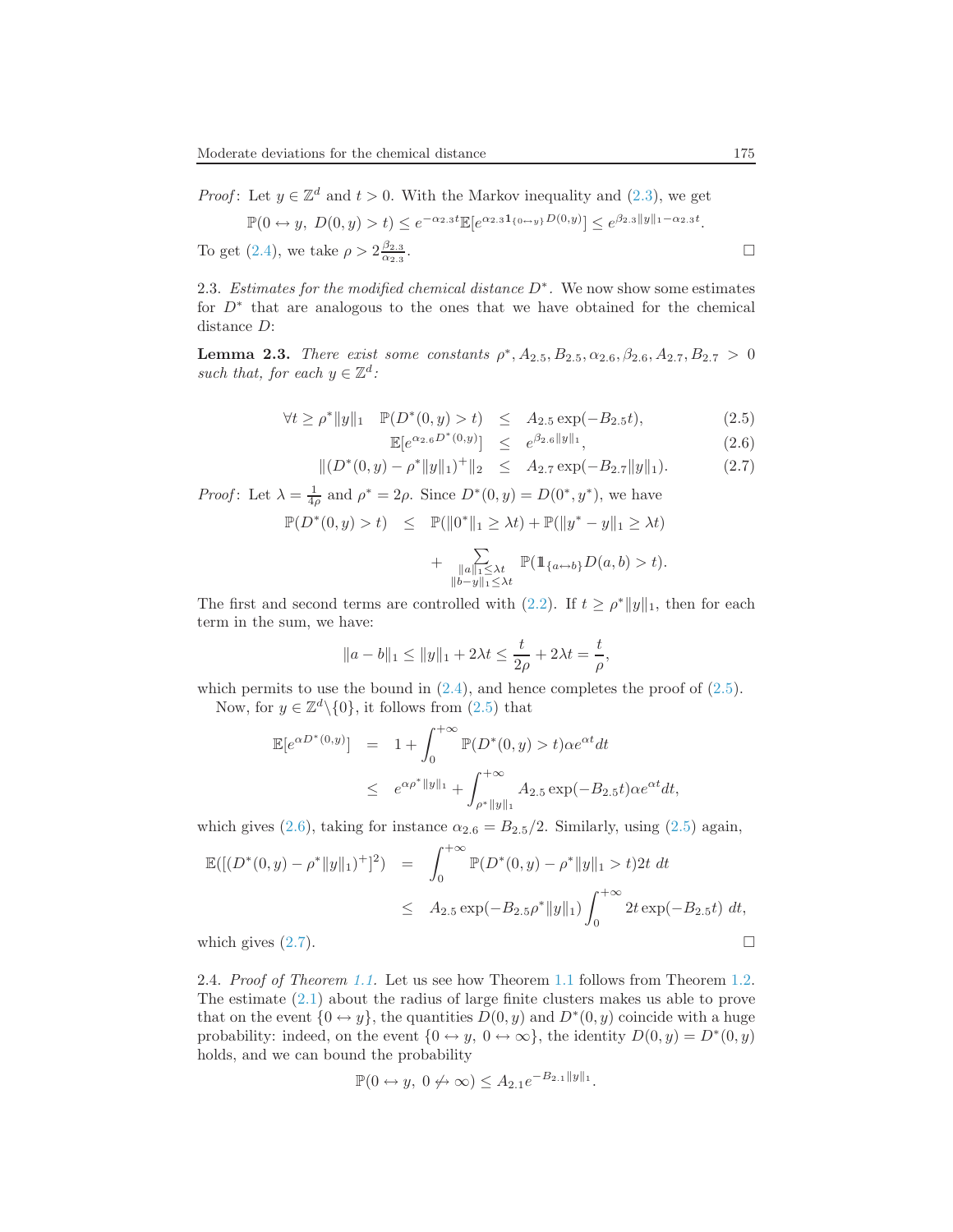*Proof*: Let $y \in \mathbb{Z}^d$ and $t > 0$. With the Markov inequality and (2.3), we get

$$\mathbb{P}(0 \leftrightarrow y,\ D(0,y) > t) \le e^{-\alpha_{2.3} t}\mathbb{E}[e^{\alpha_{2.3}\mathbf{1}_{\{0\leftrightarrow y\}}D(0,y)}] \le e^{\beta_{2.3}\|y\|_1 - \alpha_{2.3} t}.$$

To get (2.4), we take $\rho > 2\frac{\beta_{2.3}}{\alpha_{2.3}}$. □

2.3. *Estimates for the modified chemical distance $D^*$.* We now show some estimates for $D^*$ that are analogous to the ones that we have obtained for the chemical distance $D$:

**Lemma 2.3.** *There exist some constants $\rho^*, A_{2.5}, B_{2.5}, \alpha_{2.6}, \beta_{2.6}, A_{2.7}, B_{2.7} > 0$ such that, for each $y \in \mathbb{Z}^d$:*

$$\forall t \ge \rho^*\|y\|_1 \quad \mathbb{P}(D^*(0,y) > t) \le A_{2.5}\exp(-B_{2.5} t), \tag{2.5}$$

$$\mathbb{E}[e^{\alpha_{2.6}D^*(0,y)}] \le e^{\beta_{2.6}\|y\|_1}, \tag{2.6}$$

$$\|(D^*(0,y) - \rho^*\|y\|_1)^+\|_2 \le A_{2.7}\exp(-B_{2.7}\|y\|_1). \tag{2.7}$$

*Proof*: Let $\lambda = \frac{1}{4\rho}$ and $\rho^* = 2\rho$. Since $D^*(0,y) = D(0^*, y^*)$, we have

$$\begin{aligned}\mathbb{P}(D^*(0,y) > t) \le\ & \mathbb{P}(\|0^*\|_1 \ge \lambda t) + \mathbb{P}(\|y^* - y\|_1 \ge \lambda t) \\ & + \sum_{\substack{\|a\|_1 \le \lambda t \\ \|b-y\|_1 \le \lambda t}} \mathbb{P}(1\!\!1_{\{a\leftrightarrow b\}}D(a,b) > t).\end{aligned}$$

The first and second terms are controlled with (2.2). If $t \ge \rho^*\|y\|_1$, then for each term in the sum, we have:

$$\|a - b\|_1 \le \|y\|_1 + 2\lambda t \le \frac{t}{2\rho} + 2\lambda t = \frac{t}{\rho},$$

which permits to use the bound in (2.4), and hence completes the proof of (2.5).

Now, for $y \in \mathbb{Z}^d \backslash \{0\}$, it follows from (2.5) that

$$\begin{aligned}\mathbb{E}[e^{\alpha D^*(0,y)}] &= 1 + \int_0^{+\infty} \mathbb{P}(D^*(0,y) > t)\alpha e^{\alpha t} dt \\ &\le e^{\alpha\rho^*\|y\|_1} + \int_{\rho^*\|y\|_1}^{+\infty} A_{2.5}\exp(-B_{2.5}t)\alpha e^{\alpha t} dt,\end{aligned}$$

which gives (2.6), taking for instance $\alpha_{2.6} = B_{2.5}/2$. Similarly, using (2.5) again,

$$\begin{aligned}\mathbb{E}([(D^*(0,y) - \rho^*\|y\|_1)^+]^2) &= \int_0^{+\infty} \mathbb{P}(D^*(0,y) - \rho^*\|y\|_1 > t)2t\ dt \\ &\le A_{2.5}\exp(-B_{2.5}\rho^*\|y\|_1)\int_0^{+\infty} 2t\exp(-B_{2.5}t)\ dt,\end{aligned}$$

which gives (2.7). □

2.4. *Proof of Theorem 1.1.* Let us see how Theorem 1.1 follows from Theorem 1.2. The estimate (2.1) about the radius of large finite clusters makes us able to prove that on the event $\{0 \leftrightarrow y\}$, the quantities $D(0,y)$ and $D^*(0,y)$ coincide with a huge probability: indeed, on the event $\{0 \leftrightarrow y,\ 0 \leftrightarrow \infty\}$, the identity $D(0,y) = D^*(0,y)$ holds, and we can bound the probability

$$\mathbb{P}(0 \leftrightarrow y,\ 0 \not\leftrightarrow \infty) \le A_{2.1}e^{-B_{2.1}\|y\|_1}.$$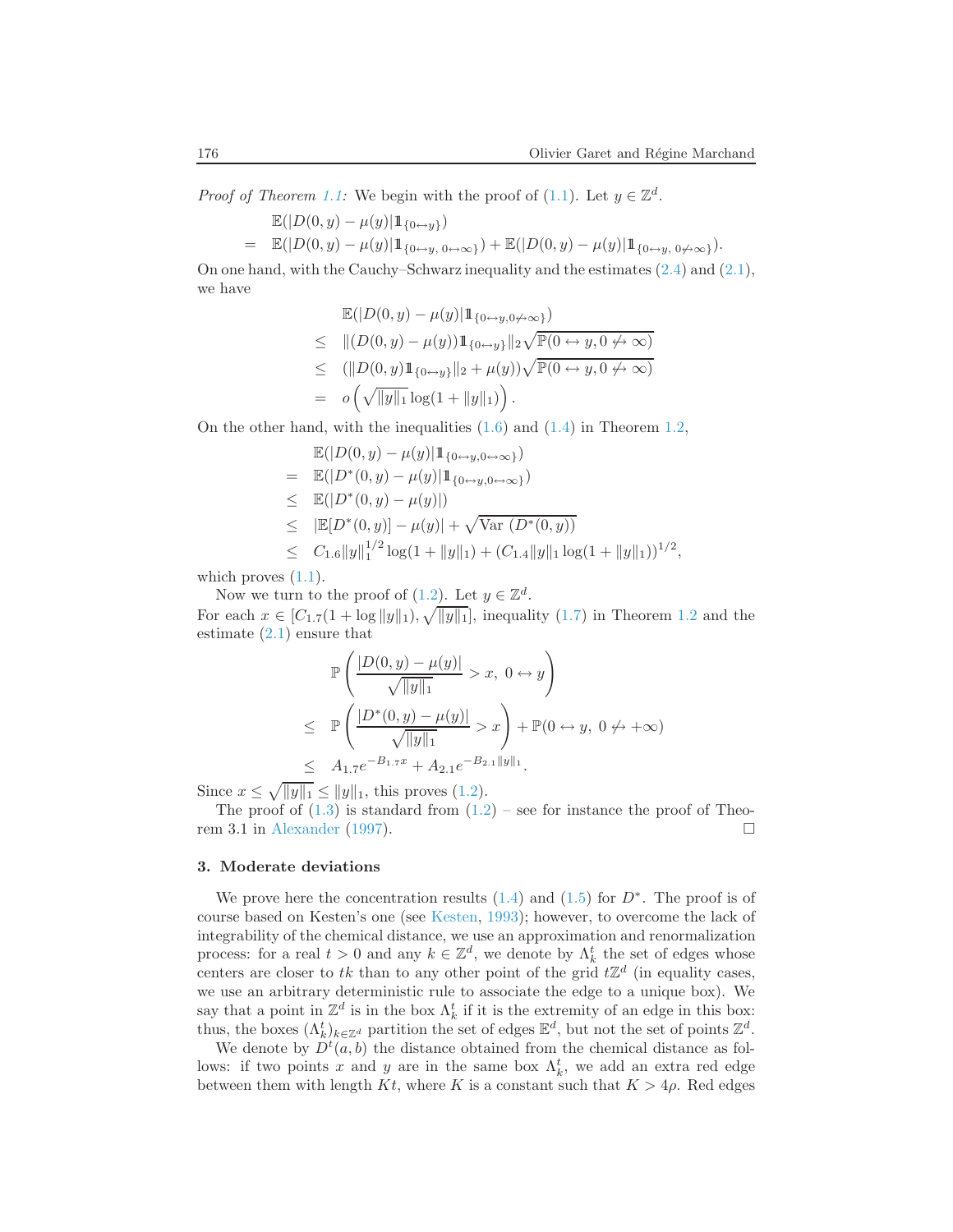*Proof of Theorem 1.1:* We begin with the proof of (1.1). Let $y \in \mathbb{Z}^d$.

$$\begin{aligned} & \mathbb{E}(|D(0,y)-\mu(y)|1\!\!1_{\{0\leftrightarrow y\}}) \\ = \ & \mathbb{E}(|D(0,y)-\mu(y)|1\!\!1_{\{0\leftrightarrow y,\ 0\leftrightarrow\infty\}}) + \mathbb{E}(|D(0,y)-\mu(y)|1\!\!1_{\{0\leftrightarrow y,\ 0\not\leftrightarrow\infty\}}). \end{aligned}$$

On one hand, with the Cauchy–Schwarz inequality and the estimates (2.4) and (2.1), we have

$$\begin{aligned} & \mathbb{E}(|D(0,y)-\mu(y)|1\!\!1_{\{0\leftrightarrow y,0\not\leftrightarrow\infty\}}) \\ \leq \ & \|(D(0,y)-\mu(y))1\!\!1_{\{0\leftrightarrow y\}}\|_2\sqrt{\mathbb{P}(0\leftrightarrow y, 0\not\leftrightarrow\infty)} \\ \leq \ & (\|D(0,y)1\!\!1_{\{0\leftrightarrow y\}}\|_2+\mu(y))\sqrt{\mathbb{P}(0\leftrightarrow y, 0\not\leftrightarrow\infty)} \\ = \ & o\left(\sqrt{\|y\|_1}\log(1+\|y\|_1)\right). \end{aligned}$$

On the other hand, with the inequalities (1.6) and (1.4) in Theorem 1.2,

$$\begin{aligned} & \mathbb{E}(|D(0,y)-\mu(y)|1\!\!1_{\{0\leftrightarrow y,0\leftrightarrow\infty\}}) \\ = \ & \mathbb{E}(|D^*(0,y)-\mu(y)|1\!\!1_{\{0\leftrightarrow y,0\leftrightarrow\infty\}}) \\ \leq \ & \mathbb{E}(|D^*(0,y)-\mu(y)|) \\ \leq \ & |\mathbb{E}[D^*(0,y)]-\mu(y)|+\sqrt{\mathrm{Var}\ (D^*(0,y))} \\ \leq \ & C_{1.6}\|y\|_1^{1/2}\log(1+\|y\|_1)+(C_{1.4}\|y\|_1\log(1+\|y\|_1))^{1/2}, \end{aligned}$$

which proves (1.1).

Now we turn to the proof of (1.2). Let $y \in \mathbb{Z}^d$.
For each $x \in [C_{1.7}(1+\log\|y\|_1), \sqrt{\|y\|_1}]$, inequality (1.7) in Theorem 1.2 and the estimate (2.1) ensure that

$$\begin{aligned} & \mathbb{P}\left(\frac{|D(0,y)-\mu(y)|}{\sqrt{\|y\|_1}}>x,\ 0\leftrightarrow y\right) \\ \leq \ & \mathbb{P}\left(\frac{|D^*(0,y)-\mu(y)|}{\sqrt{\|y\|_1}}>x\right)+\mathbb{P}(0\leftrightarrow y,\ 0\not\leftrightarrow+\infty) \\ \leq \ & A_{1.7}e^{-B_{1.7}x}+A_{2.1}e^{-B_{2.1}\|y\|_1}. \end{aligned}$$

Since $x \leq \sqrt{\|y\|_1} \leq \|y\|_1$, this proves (1.2).

The proof of (1.3) is standard from (1.2) – see for instance the proof of Theorem 3.1 in Alexander (1997). □

## 3. Moderate deviations

We prove here the concentration results (1.4) and (1.5) for $D^*$. The proof is of course based on Kesten's one (see Kesten, 1993); however, to overcome the lack of integrability of the chemical distance, we use an approximation and renormalization process: for a real $t>0$ and any $k \in \mathbb{Z}^d$, we denote by $\Lambda_k^t$ the set of edges whose centers are closer to $tk$ than to any other point of the grid $t\mathbb{Z}^d$ (in equality cases, we use an arbitrary deterministic rule to associate the edge to a unique box). We say that a point in $\mathbb{Z}^d$ is in the box $\Lambda_k^t$ if it is the extremity of an edge in this box: thus, the boxes $(\Lambda_k^t)_{k\in\mathbb{Z}^d}$ partition the set of edges $\mathbb{E}^d$, but not the set of points $\mathbb{Z}^d$.

We denote by $D^t(a,b)$ the distance obtained from the chemical distance as follows: if two points $x$ and $y$ are in the same box $\Lambda_k^t$, we add an extra red edge between them with length $Kt$, where $K$ is a constant such that $K>4\rho$. Red edges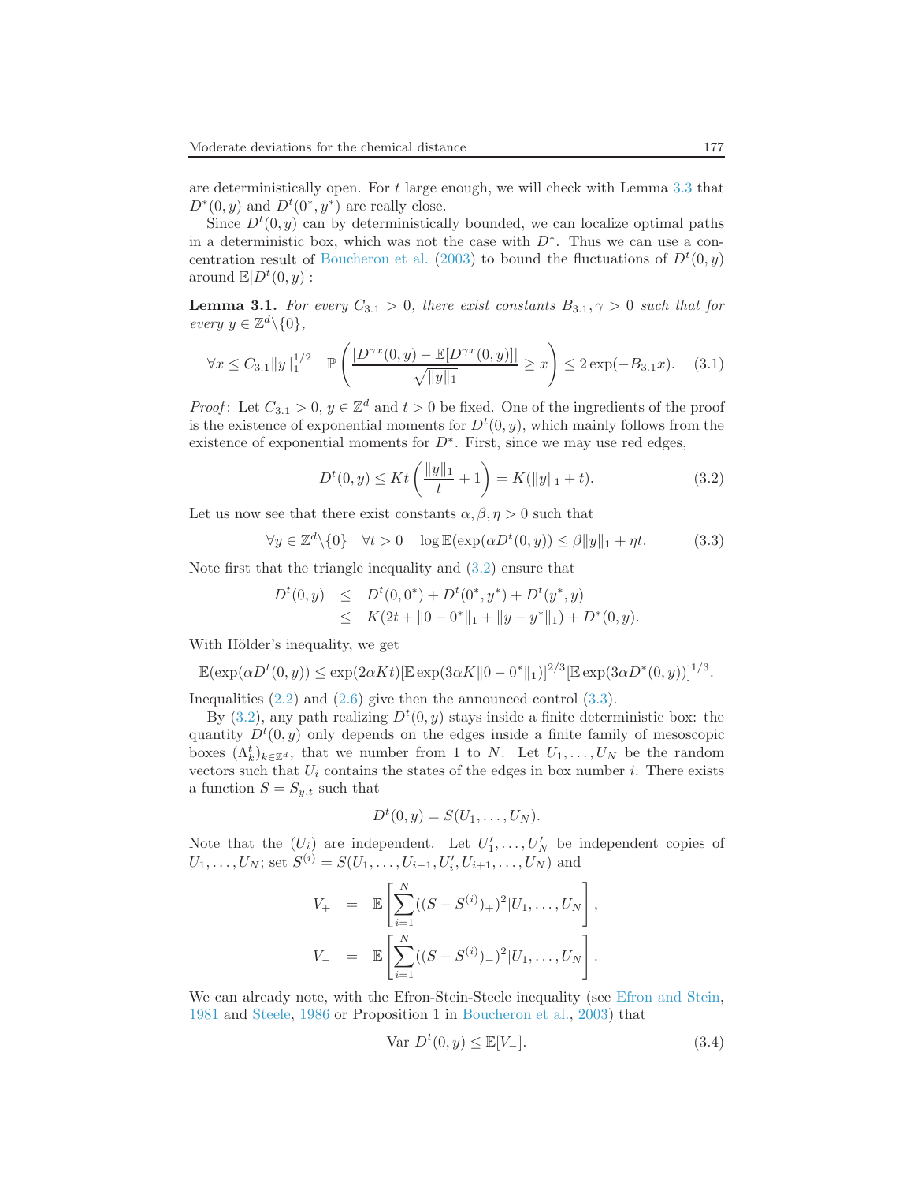are deterministically open. For $t$ large enough, we will check with Lemma 3.3 that $D^*(0,y)$ and $D^t(0^*,y^*)$ are really close.

Since $D^t(0,y)$ can by deterministically bounded, we can localize optimal paths in a deterministic box, which was not the case with $D^*$. Thus we can use a concentration result of Boucheron et al. (2003) to bound the fluctuations of $D^t(0,y)$ around $\mathbb{E}[D^t(0,y)]$:

**Lemma 3.1.** *For every $C_{3.1} > 0$, there exist constants $B_{3.1}, \gamma > 0$ such that for every $y \in \mathbb{Z}^d \backslash \{0\}$,*

$$\forall x \leq C_{3.1} \|y\|_1^{1/2} \quad \mathbb{P}\left( \frac{|D^{\gamma x}(0,y) - \mathbb{E}[D^{\gamma x}(0,y)]|}{\sqrt{\|y\|_1}} \geq x \right) \leq 2\exp(-B_{3.1} x). \tag{3.1}$$

*Proof*: Let $C_{3.1} > 0$, $y \in \mathbb{Z}^d$ and $t > 0$ be fixed. One of the ingredients of the proof is the existence of exponential moments for $D^t(0,y)$, which mainly follows from the existence of exponential moments for $D^*$. First, since we may use red edges,

$$D^t(0,y) \leq Kt\left(\frac{\|y\|_1}{t} + 1\right) = K(\|y\|_1 + t). \tag{3.2}$$

Let us now see that there exist constants $\alpha, \beta, \eta > 0$ such that

$$\forall y \in \mathbb{Z}^d \backslash \{0\} \quad \forall t > 0 \quad \log \mathbb{E}(\exp(\alpha D^t(0,y)) \leq \beta \|y\|_1 + \eta t. \tag{3.3}$$

Note first that the triangle inequality and (3.2) ensure that

$$\begin{aligned} D^t(0,y) &\leq D^t(0,0^*) + D^t(0^*,y^*) + D^t(y^*,y) \\ &\leq K(2t + \|0 - 0^*\|_1 + \|y - y^*\|_1) + D^*(0,y). \end{aligned}$$

With Hölder's inequality, we get

$$\mathbb{E}(\exp(\alpha D^t(0,y)) \leq \exp(2\alpha K t)[\mathbb{E}\exp(3\alpha K\|0 - 0^*\|_1)]^{2/3}[\mathbb{E}\exp(3\alpha D^*(0,y))]^{1/3}.$$

Inequalities (2.2) and (2.6) give then the announced control (3.3).

By (3.2), any path realizing $D^t(0,y)$ stays inside a finite deterministic box: the quantity $D^t(0,y)$ only depends on the edges inside a finite family of mesoscopic boxes $(\Lambda_k^t)_{k\in\mathbb{Z}^d}$, that we number from 1 to $N$. Let $U_1, \dots, U_N$ be the random vectors such that $U_i$ contains the states of the edges in box number $i$. There exists a function $S = S_{y,t}$ such that

$$D^t(0,y) = S(U_1, \dots, U_N).$$

Note that the $(U_i)$ are independent. Let $U'_1, \dots, U'_N$ be independent copies of $U_1, \dots, U_N$; set $S^{(i)} = S(U_1, \dots, U_{i-1}, U'_i, U_{i+1}, \dots, U_N)$ and

$$\begin{aligned} V_+ &= \mathbb{E}\left[\sum_{i=1}^N ((S - S^{(i)})_+)^2 | U_1, \dots, U_N\right], \\ V_- &= \mathbb{E}\left[\sum_{i=1}^N ((S - S^{(i)})_-)^2 | U_1, \dots, U_N\right]. \end{aligned}$$

We can already note, with the Efron-Stein-Steele inequality (see Efron and Stein, 1981 and Steele, 1986 or Proposition 1 in Boucheron et al., 2003) that

$$\text{Var } D^t(0,y) \leq \mathbb{E}[V_-]. \tag{3.4}$$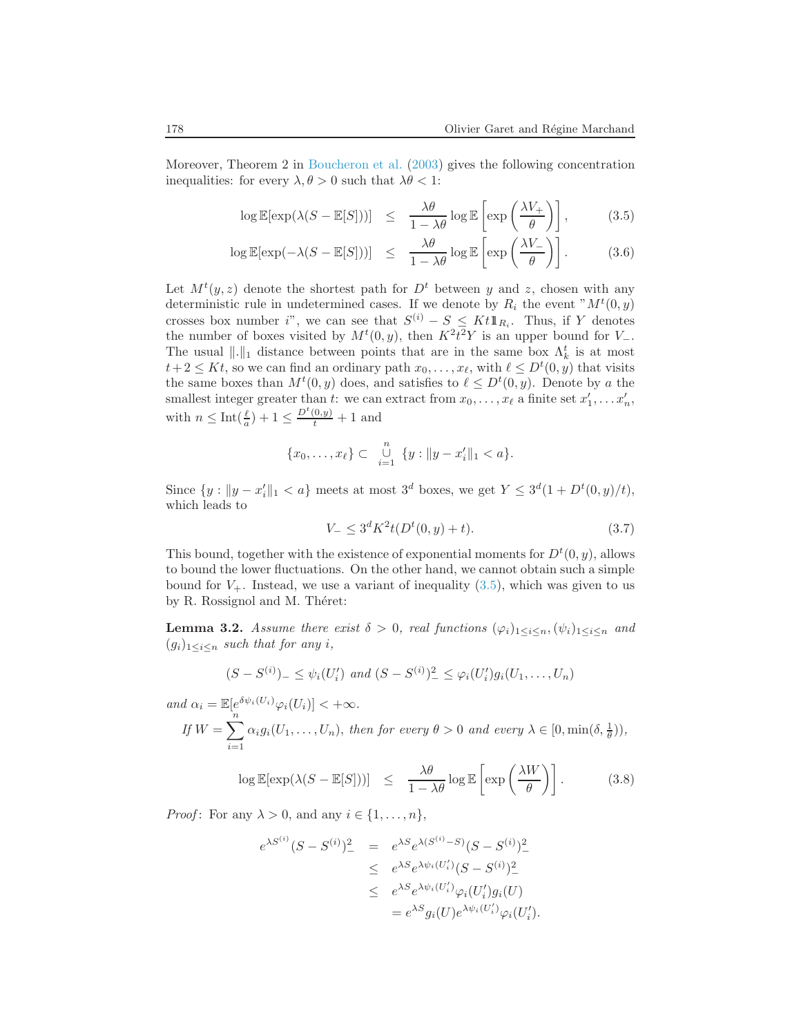Moreover, Theorem 2 in Boucheron et al. (2003) gives the following concentration inequalities: for every $\lambda, \theta > 0$ such that $\lambda\theta < 1$:

$$\log \mathbb{E}[\exp(\lambda(S - \mathbb{E}[S]))] \leq \frac{\lambda\theta}{1-\lambda\theta} \log \mathbb{E}\left[\exp\left(\frac{\lambda V_+}{\theta}\right)\right], \tag{3.5}$$

$$\log \mathbb{E}[\exp(-\lambda(S - \mathbb{E}[S]))] \leq \frac{\lambda\theta}{1-\lambda\theta} \log \mathbb{E}\left[\exp\left(\frac{\lambda V_-}{\theta}\right)\right]. \tag{3.6}$$

Let $M^t(y,z)$ denote the shortest path for $D^t$ between $y$ and $z$, chosen with any deterministic rule in undetermined cases. If we denote by $R_i$ the event "$M^t(0,y)$ crosses box number $i$", we can see that $S^{(i)} - S \leq Kt1\!\!1_{R_i}$. Thus, if $Y$ denotes the number of boxes visited by $M^t(0,y)$, then $K^2t^2Y$ is an upper bound for $V_-$. The usual $\|.\|_1$ distance between points that are in the same box $\Lambda_k^t$ is at most $t+2 \leq Kt$, so we can find an ordinary path $x_0, \dots, x_\ell$, with $\ell \leq D^t(0,y)$ that visits the same boxes than $M^t(0,y)$ does, and satisfies to $\ell \leq D^t(0,y)$. Denote by $a$ the smallest integer greater than $t$: we can extract from $x_0, \dots, x_\ell$ a finite set $x'_1, \dots x'_n$, with $n \leq \mathrm{Int}(\frac{\ell}{a}) + 1 \leq \frac{D^t(0,y)}{t} + 1$ and

$$\{x_0, \dots, x_\ell\} \subset \bigcup_{i=1}^{n} \{y : \|y - x'_i\|_1 < a\}.$$

Since $\{y : \|y - x'_i\|_1 < a\}$ meets at most $3^d$ boxes, we get $Y \leq 3^d(1 + D^t(0,y)/t)$, which leads to

$$V_- \leq 3^d K^2 t (D^t(0,y) + t). \tag{3.7}$$

This bound, together with the existence of exponential moments for $D^t(0,y)$, allows to bound the lower fluctuations. On the other hand, we cannot obtain such a simple bound for $V_+$. Instead, we use a variant of inequality (3.5), which was given to us by R. Rossignol and M. Théret:

**Lemma 3.2.** *Assume there exist $\delta > 0$, real functions $(\varphi_i)_{1\leq i\leq n}, (\psi_i)_{1\leq i\leq n}$ and $(g_i)_{1\leq i\leq n}$ such that for any $i$,*

$$(S - S^{(i)})_- \leq \psi_i(U'_i) \text{ and } (S - S^{(i)})_-^2 \leq \varphi_i(U'_i) g_i(U_1, \dots, U_n)$$

*and $\alpha_i = \mathbb{E}[e^{\delta\psi_i(U_i)}\varphi_i(U_i)] < +\infty$.*

*If $W = \sum_{i=1}^{n} \alpha_i g_i(U_1, \dots, U_n)$, then for every $\theta > 0$ and every $\lambda \in [0, \min(\delta, \frac{1}{\theta}))$,*

$$\log \mathbb{E}[\exp(\lambda(S - \mathbb{E}[S]))] \leq \frac{\lambda\theta}{1-\lambda\theta} \log \mathbb{E}\left[\exp\left(\frac{\lambda W}{\theta}\right)\right]. \tag{3.8}$$

*Proof*: For any $\lambda > 0$, and any $i \in \{1, \dots, n\}$,

$$\begin{aligned} e^{\lambda S^{(i)}}(S - S^{(i)})_-^2 &= e^{\lambda S} e^{\lambda(S^{(i)} - S)}(S - S^{(i)})_-^2 \\ &\leq e^{\lambda S} e^{\lambda \psi_i(U'_i)}(S - S^{(i)})_-^2 \\ &\leq e^{\lambda S} e^{\lambda \psi_i(U'_i)} \varphi_i(U'_i) g_i(U) \\ &= e^{\lambda S} g_i(U) e^{\lambda \psi_i(U'_i)} \varphi_i(U'_i). \end{aligned}$$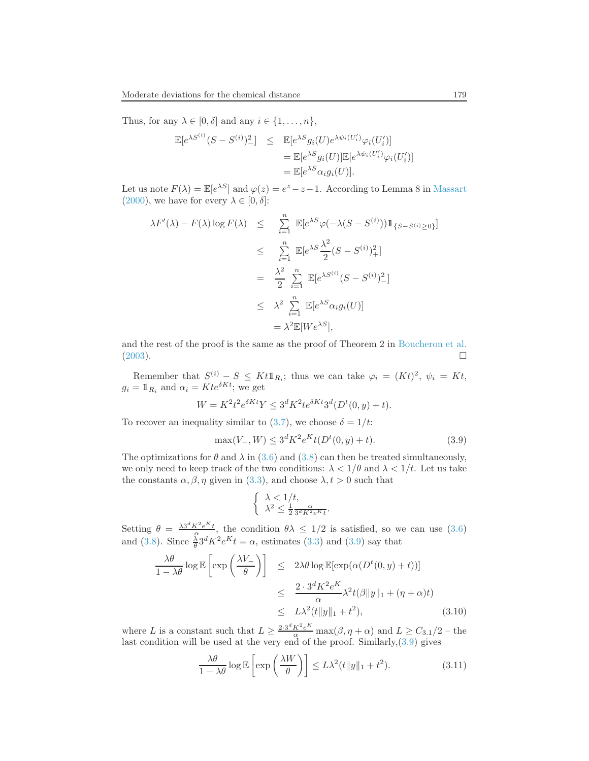Thus, for any $\lambda \in [0, \delta]$ and any $i \in \{1, \ldots, n\}$,

$$
\begin{aligned}
\mathbb{E}[e^{\lambda S^{(i)}}(S - S^{(i)})_-^2] &\leq \mathbb{E}[e^{\lambda S} g_i(U) e^{\lambda \psi_i(U_i')} \varphi_i(U_i')] \\
&= \mathbb{E}[e^{\lambda S} g_i(U)] \mathbb{E}[e^{\lambda \psi_i(U_i')} \varphi_i(U_i')] \\
&= \mathbb{E}[e^{\lambda S} \alpha_i g_i(U)].
\end{aligned}
$$

Let us note $F(\lambda) = \mathbb{E}[e^{\lambda S}]$ and $\varphi(z) = e^z - z - 1$. According to Lemma 8 in Massart (2000), we have for every $\lambda \in [0, \delta]$:

$$
\begin{aligned}
\lambda F'(\lambda) - F(\lambda) \log F(\lambda) &\leq \sum_{i=1}^n \mathbb{E}[e^{\lambda S} \varphi(-\lambda(S - S^{(i)})) 1\!\!1_{\{S - S^{(i)} \geq 0\}}] \\
&\leq \sum_{i=1}^n \mathbb{E}[e^{\lambda S} \frac{\lambda^2}{2} (S - S^{(i)})_+^2] \\
&= \frac{\lambda^2}{2} \sum_{i=1}^n \mathbb{E}[e^{\lambda S^{(i)}} (S - S^{(i)})_-^2] \\
&\leq \lambda^2 \sum_{i=1}^n \mathbb{E}[e^{\lambda S} \alpha_i g_i(U)] \\
&= \lambda^2 \mathbb{E}[W e^{\lambda S}],
\end{aligned}
$$

and the rest of the proof is the same as the proof of Theorem 2 in Boucheron et al. (2003). □

Remember that $S^{(i)} - S \leq Kt 1\!\!1_{R_i}$; thus we can take $\varphi_i = (Kt)^2$, $\psi_i = Kt$, $g_i = 1\!\!1_{R_i}$ and $\alpha_i = Kte^{\delta Kt}$; we get

$$
W = K^2 t^2 e^{\delta Kt} Y \leq 3^d K^2 t e^{\delta Kt} 3^d (D^t(0, y) + t).
$$

To recover an inequality similar to (3.7), we choose $\delta = 1/t$:

$$
\max(V_-, W) \leq 3^d K^2 e^K t (D^t(0, y) + t). \tag{3.9}
$$

The optimizations for $\theta$ and $\lambda$ in (3.6) and (3.8) can then be treated simultaneously, we only need to keep track of the two conditions: $\lambda < 1/\theta$ and $\lambda < 1/t$. Let us take the constants $\alpha, \beta, \eta$ given in (3.3), and choose $\lambda, t > 0$ such that

$$
\begin{cases} \lambda < 1/t, \\ \lambda^2 \leq \frac{1}{2} \frac{\alpha}{3^d K^2 e^K t}. \end{cases}
$$

Setting $\theta = \frac{\lambda 3^d K^2 e^K t}{\alpha}$, the condition $\theta \lambda \leq 1/2$ is satisfied, so we can use (3.6) and (3.8). Since $\frac{\lambda}{\theta} 3^d K^2 e^K t = \alpha$, estimates (3.3) and (3.9) say that

$$
\begin{aligned}
\frac{\lambda \theta}{1 - \lambda \theta} \log \mathbb{E}\left[\exp\left(\frac{\lambda V_-}{\theta}\right)\right] &\leq 2\lambda\theta \log \mathbb{E}[\exp(\alpha(D^t(0, y) + t))] \\
&\leq \frac{2 \cdot 3^d K^2 e^K}{\alpha} \lambda^2 t (\beta \|y\|_1 + (\eta + \alpha) t) \\
&\leq L\lambda^2 (t\|y\|_1 + t^2),
\end{aligned} \tag{3.10}
$$

where $L$ is a constant such that $L \geq \frac{2 \cdot 3^d K^2 e^K}{\alpha} \max(\beta, \eta + \alpha)$ and $L \geq C_{3.1}/2$ – the last condition will be used at the very end of the proof. Similarly,(3.9) gives

$$
\frac{\lambda \theta}{1 - \lambda \theta} \log \mathbb{E}\left[\exp\left(\frac{\lambda W}{\theta}\right)\right] \leq L\lambda^2 (t\|y\|_1 + t^2). \tag{3.11}
$$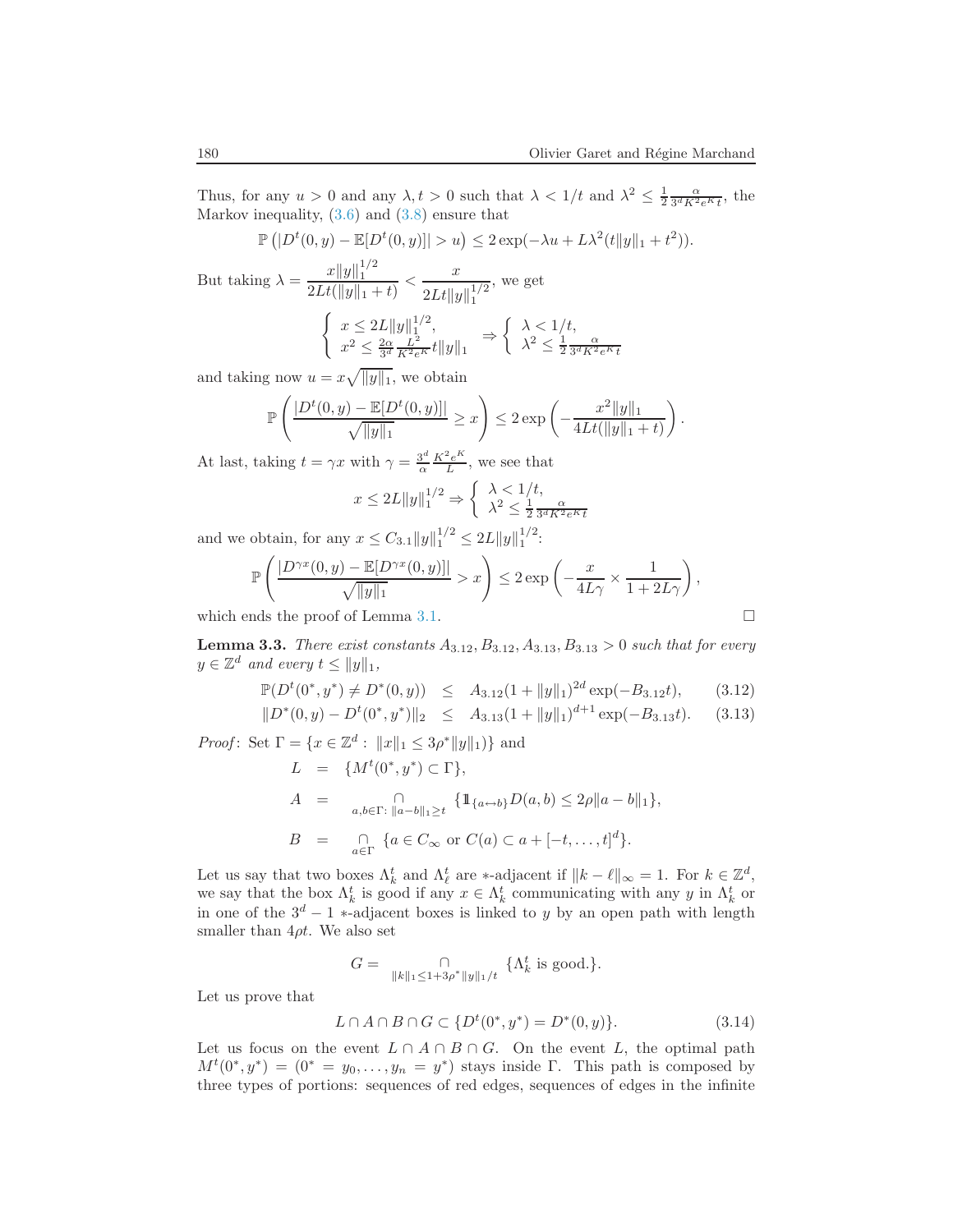Thus, for any $u > 0$ and any $\lambda, t > 0$ such that $\lambda < 1/t$ and $\lambda^2 \leq \frac{1}{2}\frac{\alpha}{3^d K^2 e^K t}$, the Markov inequality, (3.6) and (3.8) ensure that

$$\mathbb{P}\left(|D^t(0,y) - \mathbb{E}[D^t(0,y)]| > u\right) \leq 2\exp(-\lambda u + L\lambda^2(t\|y\|_1 + t^2)).$$

But taking $\lambda = \dfrac{x\|y\|_1^{1/2}}{2Lt(\|y\|_1 + t)} < \dfrac{x}{2Lt\|y\|_1^{1/2}}$, we get

$$\left\{ \begin{array}{l} x \leq 2L\|y\|_1^{1/2}, \\ x^2 \leq \frac{2\alpha}{3^d}\frac{L^2}{K^2 e^K} t\|y\|_1 \end{array} \right. \Rightarrow \left\{ \begin{array}{l} \lambda < 1/t, \\ \lambda^2 \leq \frac{1}{2}\frac{\alpha}{3^d K^2 e^K t} \end{array} \right.$$

and taking now $u = x\sqrt{\|y\|_1}$, we obtain

$$\mathbb{P}\left(\frac{|D^t(0,y) - \mathbb{E}[D^t(0,y)]|}{\sqrt{\|y\|_1}} \geq x\right) \leq 2\exp\left(-\frac{x^2\|y\|_1}{4Lt(\|y\|_1 + t)}\right).$$

At last, taking $t = \gamma x$ with $\gamma = \frac{3^d}{\alpha}\frac{K^2 e^K}{L}$, we see that

$$x \leq 2L\|y\|_1^{1/2} \Rightarrow \left\{ \begin{array}{l} \lambda < 1/t, \\ \lambda^2 \leq \frac{1}{2}\frac{\alpha}{3^d K^2 e^K t} \end{array} \right.$$

and we obtain, for any $x \leq C_{3.1}\|y\|_1^{1/2} \leq 2L\|y\|_1^{1/2}$:

$$\mathbb{P}\left(\frac{|D^{\gamma x}(0,y) - \mathbb{E}[D^{\gamma x}(0,y)]|}{\sqrt{\|y\|_1}} > x\right) \leq 2\exp\left(-\frac{x}{4L\gamma} \times \frac{1}{1 + 2L\gamma}\right),$$

which ends the proof of Lemma 3.1. □

**Lemma 3.3.** *There exist constants $A_{3.12}, B_{3.12}, A_{3.13}, B_{3.13} > 0$ such that for every $y \in \mathbb{Z}^d$ and every $t \leq \|y\|_1$,*

$$\mathbb{P}(D^t(0^*, y^*) \neq D^*(0,y)) \leq A_{3.12}(1 + \|y\|_1)^{2d}\exp(-B_{3.12}t), \qquad (3.12)$$

$$\|D^*(0,y) - D^t(0^*, y^*)\|_2 \leq A_{3.13}(1 + \|y\|_1)^{d+1}\exp(-B_{3.13}t). \qquad (3.13)$$

*Proof*: Set $\Gamma = \{x \in \mathbb{Z}^d : \|x\|_1 \leq 3\rho^*\|y\|_1)\}$ and

$$\begin{aligned}
L &= \{M^t(0^*, y^*) \subset \Gamma\}, \\
A &= \bigcap_{a,b\in\Gamma:\ \|a-b\|_1 \geq t} \{1\!\!1_{\{a\leftrightarrow b\}} D(a,b) \leq 2\rho\|a - b\|_1\}, \\
B &= \bigcap_{a\in\Gamma} \{a \in C_\infty \text{ or } C(a) \subset a + [-t, \ldots, t]^d\}.
\end{aligned}$$

Let us say that two boxes $\Lambda_k^t$ and $\Lambda_\ell^t$ are $*$-adjacent if $\|k - \ell\|_\infty = 1$. For $k \in \mathbb{Z}^d$, we say that the box $\Lambda_k^t$ is good if any $x \in \Lambda_k^t$ communicating with any $y$ in $\Lambda_k^t$ or in one of the $3^d - 1$ $*$-adjacent boxes is linked to $y$ by an open path with length smaller than $4\rho t$. We also set

$$G = \bigcap_{\|k\|_1 \leq 1 + 3\rho^*\|y\|_1/t} \{\Lambda_k^t \text{ is good.}\}.$$

Let us prove that

$$L \cap A \cap B \cap G \subset \{D^t(0^*, y^*) = D^*(0,y)\}. \qquad (3.14)$$

Let us focus on the event $L \cap A \cap B \cap G$. On the event $L$, the optimal path $M^t(0^*, y^*) = (0^* = y_0, \ldots, y_n = y^*)$ stays inside $\Gamma$. This path is composed by three types of portions: sequences of red edges, sequences of edges in the infinite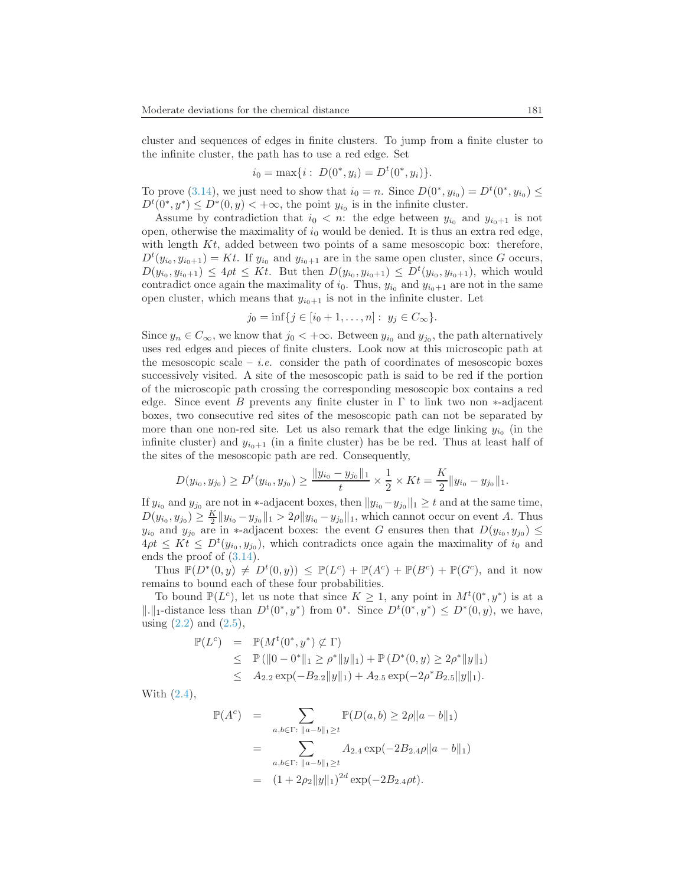cluster and sequences of edges in finite clusters. To jump from a finite cluster to the infinite cluster, the path has to use a red edge. Set

$$i_0 = \max\{i : \; D(0^*, y_i) = D^t(0^*, y_i)\}.$$

To prove (3.14), we just need to show that $i_0 = n$. Since $D(0^*, y_{i_0}) = D^t(0^*, y_{i_0}) \le D^t(0^*, y^*) \le D^*(0, y) < +\infty$, the point $y_{i_0}$ is in the infinite cluster.

Assume by contradiction that $i_0 < n$: the edge between $y_{i_0}$ and $y_{i_0+1}$ is not open, otherwise the maximality of $i_0$ would be denied. It is thus an extra red edge, with length $Kt$, added between two points of a same mesoscopic box: therefore, $D^t(y_{i_0}, y_{i_0+1}) = Kt$. If $y_{i_0}$ and $y_{i_0+1}$ are in the same open cluster, since $G$ occurs, $D(y_{i_0}, y_{i_0+1}) \le 4\rho t \le Kt$. But then $D(y_{i_0}, y_{i_0+1}) \le D^t(y_{i_0}, y_{i_0+1})$, which would contradict once again the maximality of $i_0$. Thus, $y_{i_0}$ and $y_{i_0+1}$ are not in the same open cluster, which means that $y_{i_0+1}$ is not in the infinite cluster. Let

$$j_0 = \inf\{j \in [i_0 + 1, \dots, n] : \; y_j \in C_\infty\}.$$

Since $y_n \in C_\infty$, we know that $j_0 < +\infty$. Between $y_{i_0}$ and $y_{j_0}$, the path alternatively uses red edges and pieces of finite clusters. Look now at this microscopic path at the mesoscopic scale – *i.e.* consider the path of coordinates of mesoscopic boxes successively visited. A site of the mesoscopic path is said to be red if the portion of the microscopic path crossing the corresponding mesoscopic box contains a red edge. Since event $B$ prevents any finite cluster in $\Gamma$ to link two non $*$-adjacent boxes, two consecutive red sites of the mesoscopic path can not be separated by more than one non-red site. Let us also remark that the edge linking $y_{i_0}$ (in the infinite cluster) and $y_{i_0+1}$ (in a finite cluster) has be be red. Thus at least half of the sites of the mesoscopic path are red. Consequently,

$$D(y_{i_0}, y_{j_0}) \ge D^t(y_{i_0}, y_{j_0}) \ge \frac{\|y_{i_0} - y_{j_0}\|_1}{t} \times \frac{1}{2} \times Kt = \frac{K}{2}\|y_{i_0} - y_{j_0}\|_1.$$

If $y_{i_0}$ and $y_{j_0}$ are not in $*$-adjacent boxes, then $\|y_{i_0} - y_{j_0}\|_1 \ge t$ and at the same time, $D(y_{i_0}, y_{j_0}) \ge \frac{K}{2}\|y_{i_0} - y_{j_0}\|_1 > 2\rho\|y_{i_0} - y_{j_0}\|_1$, which cannot occur on event $A$. Thus $y_{i_0}$ and $y_{j_0}$ are in $*$-adjacent boxes: the event $G$ ensures then that $D(y_{i_0}, y_{j_0}) \le 4\rho t \le Kt \le D^t(y_{i_0}, y_{j_0})$, which contradicts once again the maximality of $i_0$ and ends the proof of (3.14).

Thus $\mathbb{P}(D^*(0, y) \neq D^t(0, y)) \le \mathbb{P}(L^c) + \mathbb{P}(A^c) + \mathbb{P}(B^c) + \mathbb{P}(G^c)$, and it now remains to bound each of these four probabilities.

To bound $\mathbb{P}(L^c)$, let us note that since $K \ge 1$, any point in $M^t(0^*, y^*)$ is at a $\|.\|_1$-distance less than $D^t(0^*, y^*)$ from $0^*$. Since $D^t(0^*, y^*) \le D^*(0, y)$, we have, using (2.2) and (2.5),

$$\begin{aligned}
\mathbb{P}(L^c) &= \mathbb{P}(M^t(0^*, y^*) \not\subset \Gamma) \\
&\le \mathbb{P}\left(\|0 - 0^*\|_1 \ge \rho^*\|y\|_1\right) + \mathbb{P}\left(D^*(0, y) \ge 2\rho^*\|y\|_1\right) \\
&\le A_{2.2}\exp(-B_{2.2}\|y\|_1) + A_{2.5}\exp(-2\rho^* B_{2.5}\|y\|_1).
\end{aligned}$$

With (2.4),

$$\begin{aligned}
\mathbb{P}(A^c) &= \sum_{a,b\in\Gamma:\ \|a-b\|_1 \ge t} \mathbb{P}(D(a, b) \ge 2\rho\|a - b\|_1) \\
&= \sum_{a,b\in\Gamma:\ \|a-b\|_1 \ge t} A_{2.4}\exp(-2B_{2.4}\rho\|a - b\|_1) \\
&= (1 + 2\rho_2\|y\|_1)^{2d}\exp(-2B_{2.4}\rho t).
\end{aligned}$$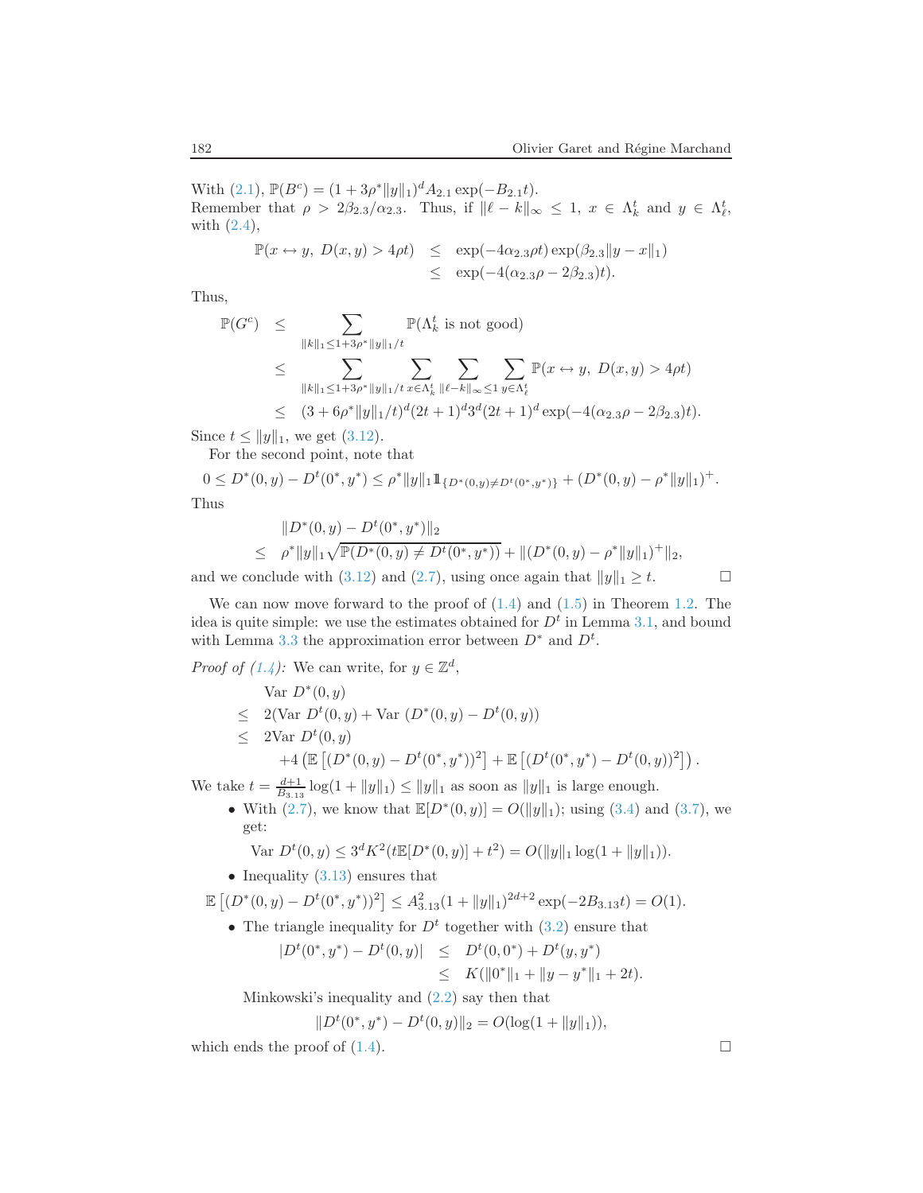With (2.1), $\mathbb{P}(B^c) = (1+3\rho^*\|y\|_1)^d A_{2.1}\exp(-B_{2.1}t)$.
Remember that $\rho > 2\beta_{2.3}/\alpha_{2.3}$. Thus, if $\|\ell - k\|_\infty \le 1$, $x \in \Lambda_k^t$ and $y \in \Lambda_\ell^t$, with (2.4),

$$\begin{aligned}\mathbb{P}(x \leftrightarrow y,\ D(x,y) > 4\rho t) &\le \exp(-4\alpha_{2.3}\rho t)\exp(\beta_{2.3}\|y-x\|_1)\\ &\le \exp(-4(\alpha_{2.3}\rho - 2\beta_{2.3})t).\end{aligned}$$

Thus,

$$\begin{aligned}\mathbb{P}(G^c) &\le \sum_{\|k\|_1 \le 1+3\rho^*\|y\|_1/t} \mathbb{P}(\Lambda_k^t \text{ is not good})\\ &\le \sum_{\|k\|_1 \le 1+3\rho^*\|y\|_1/t}\ \sum_{x\in\Lambda_k^t}\ \sum_{\|\ell-k\|_\infty \le 1}\ \sum_{y\in\Lambda_\ell^t} \mathbb{P}(x \leftrightarrow y,\ D(x,y) > 4\rho t)\\ &\le (3+6\rho^*\|y\|_1/t)^d(2t+1)^d 3^d (2t+1)^d \exp(-4(\alpha_{2.3}\rho - 2\beta_{2.3})t).\end{aligned}$$

Since $t \le \|y\|_1$, we get (3.12).

For the second point, note that

$$0 \le D^*(0,y) - D^t(0^*,y^*) \le \rho^*\|y\|_1 1\!\!1_{\{D^*(0,y)\neq D^t(0^*,y^*)\}} + (D^*(0,y) - \rho^*\|y\|_1)^+.$$

Thus

$$\begin{aligned}&\|D^*(0,y) - D^t(0^*,y^*)\|_2\\ \le\ & \rho^*\|y\|_1\sqrt{\mathbb{P}(D^*(0,y)\neq D^t(0^*,y^*))} + \|(D^*(0,y)-\rho^*\|y\|_1)^+\|_2,\end{aligned}$$

and we conclude with (3.12) and (2.7), using once again that $\|y\|_1 \ge t$. □

We can now move forward to the proof of (1.4) and (1.5) in Theorem 1.2. The idea is quite simple: we use the estimates obtained for $D^t$ in Lemma 3.1, and bound with Lemma 3.3 the approximation error between $D^*$ and $D^t$.

*Proof of (1.4):* We can write, for $y \in \mathbb{Z}^d$,

$$\begin{aligned}&\text{Var } D^*(0,y)\\ \le\ & 2(\text{Var } D^t(0,y) + \text{Var }(D^*(0,y) - D^t(0,y)))\\ \le\ & 2\text{Var } D^t(0,y)\\ &+4\left(\mathbb{E}\left[(D^*(0,y)-D^t(0^*,y^*))^2\right] + \mathbb{E}\left[(D^t(0^*,y^*)-D^t(0,y))^2\right]\right).\end{aligned}$$

We take $t = \frac{d+1}{B_{3.13}}\log(1+\|y\|_1) \le \|y\|_1$ as soon as $\|y\|_1$ is large enough.

- With (2.7), we know that $\mathbb{E}[D^*(0,y)] = O(\|y\|_1)$; using (3.4) and (3.7), we get:

$$\text{Var } D^t(0,y) \le 3^d K^2(t\mathbb{E}[D^*(0,y)] + t^2) = O(\|y\|_1\log(1+\|y\|_1)).$$

- Inequality (3.13) ensures that

$$\mathbb{E}\left[(D^*(0,y)-D^t(0^*,y^*))^2\right] \le A_{3.13}^2(1+\|y\|_1)^{2d+2}\exp(-2B_{3.13}t) = O(1).$$

- The triangle inequality for $D^t$ together with (3.2) ensure that

$$\begin{aligned}|D^t(0^*,y^*) - D^t(0,y)| &\le D^t(0,0^*) + D^t(y,y^*)\\ &\le K(\|0^*\|_1 + \|y-y^*\|_1 + 2t).\end{aligned}$$

  Minkowski's inequality and (2.2) say then that

$$\|D^t(0^*,y^*) - D^t(0,y)\|_2 = O(\log(1+\|y\|_1)),$$

which ends the proof of (1.4). □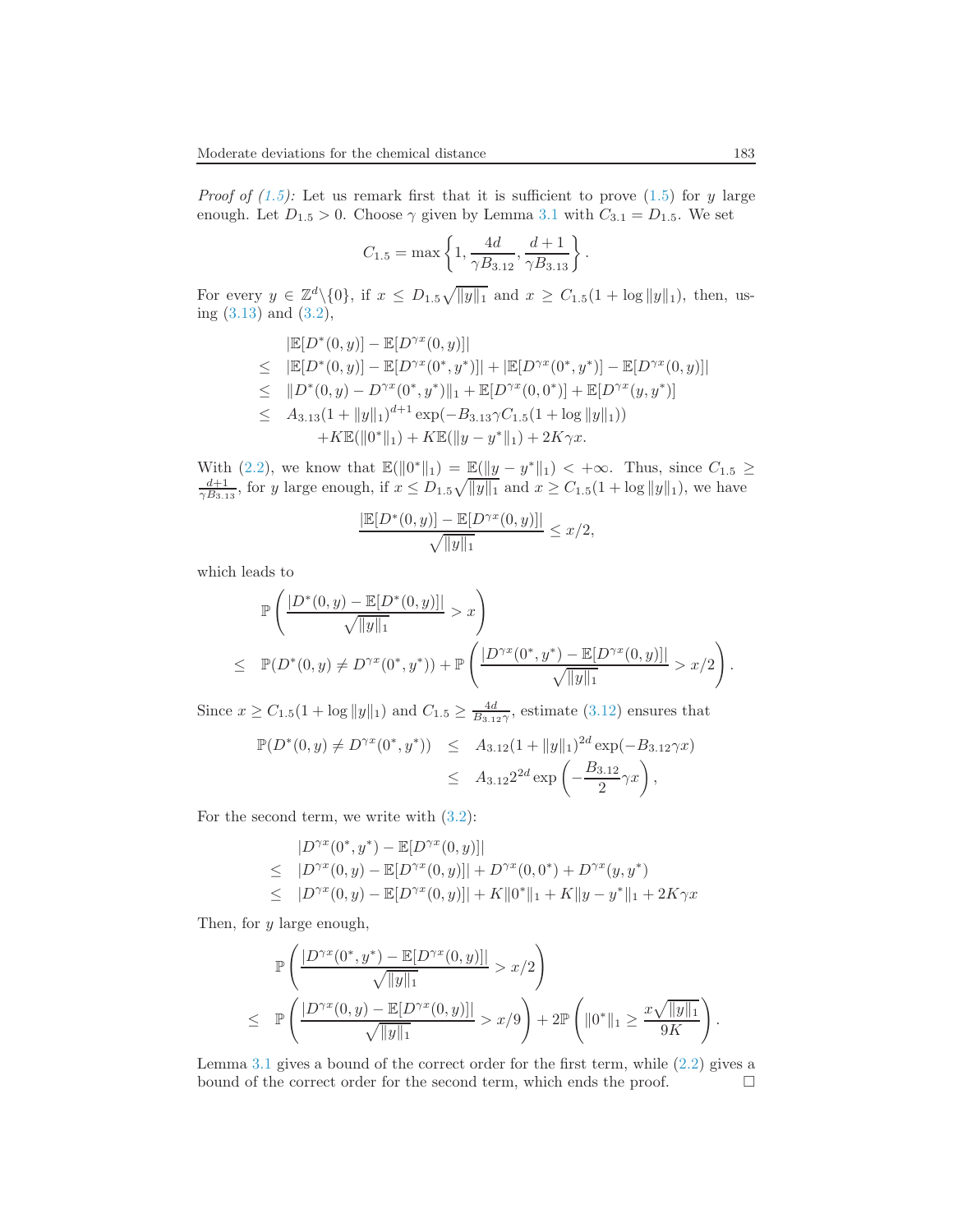*Proof of (1.5):* Let us remark first that it is sufficient to prove (1.5) for $y$ large enough. Let $D_{1.5} > 0$. Choose $\gamma$ given by Lemma 3.1 with $C_{3.1} = D_{1.5}$. We set

$$C_{1.5} = \max\left\{1, \frac{4d}{\gamma B_{3.12}}, \frac{d+1}{\gamma B_{3.13}}\right\}.$$

For every $y \in \mathbb{Z}^d \backslash \{0\}$, if $x \leq D_{1.5}\sqrt{\|y\|_1}$ and $x \geq C_{1.5}(1 + \log \|y\|_1)$, then, using (3.13) and (3.2),

$$\begin{aligned}
& |\mathbb{E}[D^*(0,y)] - \mathbb{E}[D^{\gamma x}(0,y)]| \\
\leq\ & |\mathbb{E}[D^*(0,y)] - \mathbb{E}[D^{\gamma x}(0^*,y^*)]| + |\mathbb{E}[D^{\gamma x}(0^*,y^*)] - \mathbb{E}[D^{\gamma x}(0,y)]| \\
\leq\ & \|D^*(0,y) - D^{\gamma x}(0^*,y^*)\|_1 + \mathbb{E}[D^{\gamma x}(0,0^*)] + \mathbb{E}[D^{\gamma x}(y,y^*)] \\
\leq\ & A_{3.13}(1+\|y\|_1)^{d+1}\exp(-B_{3.13}\gamma C_{1.5}(1+\log\|y\|_1)) \\
& \quad + K\mathbb{E}(\|0^*\|_1) + K\mathbb{E}(\|y-y^*\|_1) + 2K\gamma x.
\end{aligned}$$

With (2.2), we know that $\mathbb{E}(\|0^*\|_1) = \mathbb{E}(\|y - y^*\|_1) < +\infty$. Thus, since $C_{1.5} \geq \frac{d+1}{\gamma B_{3.13}}$, for $y$ large enough, if $x \leq D_{1.5}\sqrt{\|y\|_1}$ and $x \geq C_{1.5}(1 + \log \|y\|_1)$, we have

$$\frac{|\mathbb{E}[D^*(0,y)] - \mathbb{E}[D^{\gamma x}(0,y)]|}{\sqrt{\|y\|_1}} \leq x/2,$$

which leads to

$$\begin{aligned}
& \mathbb{P}\left(\frac{|D^*(0,y) - \mathbb{E}[D^*(0,y)]|}{\sqrt{\|y\|_1}} > x\right) \\
\leq\ & \mathbb{P}(D^*(0,y) \neq D^{\gamma x}(0^*,y^*)) + \mathbb{P}\left(\frac{|D^{\gamma x}(0^*,y^*) - \mathbb{E}[D^{\gamma x}(0,y)]|}{\sqrt{\|y\|_1}} > x/2\right).
\end{aligned}$$

Since $x \geq C_{1.5}(1 + \log \|y\|_1)$ and $C_{1.5} \geq \frac{4d}{B_{3.12}\gamma}$, estimate (3.12) ensures that

$$\begin{aligned}
\mathbb{P}(D^*(0,y) \neq D^{\gamma x}(0^*,y^*)) &\leq A_{3.12}(1+\|y\|_1)^{2d}\exp(-B_{3.12}\gamma x) \\
&\leq A_{3.12}2^{2d}\exp\left(-\frac{B_{3.12}}{2}\gamma x\right),
\end{aligned}$$

For the second term, we write with (3.2):

$$\begin{aligned}
& |D^{\gamma x}(0^*,y^*) - \mathbb{E}[D^{\gamma x}(0,y)]| \\
\leq\ & |D^{\gamma x}(0,y) - \mathbb{E}[D^{\gamma x}(0,y)]| + D^{\gamma x}(0,0^*) + D^{\gamma x}(y,y^*) \\
\leq\ & |D^{\gamma x}(0,y) - \mathbb{E}[D^{\gamma x}(0,y)]| + K\|0^*\|_1 + K\|y-y^*\|_1 + 2K\gamma x
\end{aligned}$$

Then, for $y$ large enough,

$$\begin{aligned}
& \mathbb{P}\left(\frac{|D^{\gamma x}(0^*,y^*) - \mathbb{E}[D^{\gamma x}(0,y)]|}{\sqrt{\|y\|_1}} > x/2\right) \\
\leq\ & \mathbb{P}\left(\frac{|D^{\gamma x}(0,y) - \mathbb{E}[D^{\gamma x}(0,y)]|}{\sqrt{\|y\|_1}} > x/9\right) + 2\mathbb{P}\left(\|0^*\|_1 \geq \frac{x\sqrt{\|y\|_1}}{9K}\right).
\end{aligned}$$

Lemma 3.1 gives a bound of the correct order for the first term, while (2.2) gives a bound of the correct order for the second term, which ends the proof. □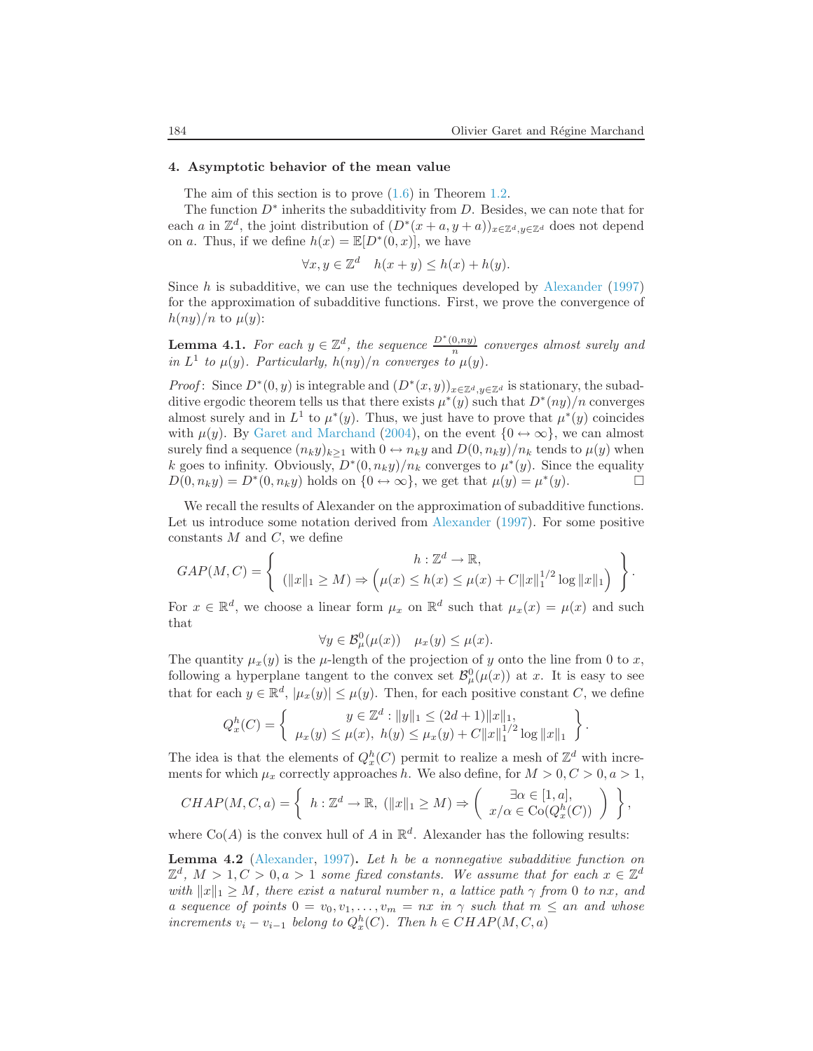## 4. Asymptotic behavior of the mean value

The aim of this section is to prove (1.6) in Theorem 1.2.

The function $D^*$ inherits the subadditivity from $D$. Besides, we can note that for each $a$ in $\mathbb{Z}^d$, the joint distribution of $(D^*(x+a, y+a))_{x\in\mathbb{Z}^d, y\in\mathbb{Z}^d}$ does not depend on $a$. Thus, if we define $h(x) = \mathbb{E}[D^*(0,x)]$, we have

$$\forall x, y \in \mathbb{Z}^d \quad h(x+y) \le h(x) + h(y).$$

Since $h$ is subadditive, we can use the techniques developed by Alexander (1997) for the approximation of subadditive functions. First, we prove the convergence of $h(ny)/n$ to $\mu(y)$:

**Lemma 4.1.** *For each $y \in \mathbb{Z}^d$, the sequence $\frac{D^*(0,ny)}{n}$ converges almost surely and in $L^1$ to $\mu(y)$. Particularly, $h(ny)/n$ converges to $\mu(y)$.*

*Proof*: Since $D^*(0,y)$ is integrable and $(D^*(x,y))_{x\in\mathbb{Z}^d, y\in\mathbb{Z}^d}$ is stationary, the subadditive ergodic theorem tells us that there exists $\mu^*(y)$ such that $D^*(ny)/n$ converges almost surely and in $L^1$ to $\mu^*(y)$. Thus, we just have to prove that $\mu^*(y)$ coincides with $\mu(y)$. By Garet and Marchand (2004), on the event $\{0 \leftrightarrow \infty\}$, we can almost surely find a sequence $(n_k y)_{k\ge 1}$ with $0 \leftrightarrow n_k y$ and $D(0, n_k y)/n_k$ tends to $\mu(y)$ when $k$ goes to infinity. Obviously, $D^*(0, n_k y)/n_k$ converges to $\mu^*(y)$. Since the equality $D(0, n_k y) = D^*(0, n_k y)$ holds on $\{0 \leftrightarrow \infty\}$, we get that $\mu(y) = \mu^*(y)$. □

We recall the results of Alexander on the approximation of subadditive functions. Let us introduce some notation derived from Alexander (1997). For some positive constants $M$ and $C$, we define

$$GAP(M,C) = \left\{ \begin{array}{c} h : \mathbb{Z}^d \to \mathbb{R}, \\ (\|x\|_1 \ge M) \Rightarrow \left( \mu(x) \le h(x) \le \mu(x) + C\|x\|_1^{1/2} \log \|x\|_1 \right) \end{array} \right\}.$$

For $x \in \mathbb{R}^d$, we choose a linear form $\mu_x$ on $\mathbb{R}^d$ such that $\mu_x(x) = \mu(x)$ and such that

$$\forall y \in \mathcal{B}^0_\mu(\mu(x)) \quad \mu_x(y) \le \mu(x).$$

The quantity $\mu_x(y)$ is the $\mu$-length of the projection of $y$ onto the line from 0 to $x$, following a hyperplane tangent to the convex set $\mathcal{B}^0_\mu(\mu(x))$ at $x$. It is easy to see that for each $y \in \mathbb{R}^d$, $|\mu_x(y)| \le \mu(y)$. Then, for each positive constant $C$, we define

$$Q^h_x(C) = \left\{ \begin{array}{c} y \in \mathbb{Z}^d : \|y\|_1 \le (2d+1)\|x\|_1, \\ \mu_x(y) \le \mu(x),\ h(y) \le \mu_x(y) + C\|x\|_1^{1/2} \log \|x\|_1 \end{array} \right\}.$$

The idea is that the elements of $Q^h_x(C)$ permit to realize a mesh of $\mathbb{Z}^d$ with increments for which $\mu_x$ correctly approaches $h$. We also define, for $M > 0, C > 0, a > 1$,

$$CHAP(M,C,a) = \left\{ h : \mathbb{Z}^d \to \mathbb{R},\ (\|x\|_1 \ge M) \Rightarrow \left( \begin{array}{c} \exists \alpha \in [1,a], \\ x/\alpha \in \mathrm{Co}(Q^h_x(C)) \end{array} \right) \right\},$$

where $\mathrm{Co}(A)$ is the convex hull of $A$ in $\mathbb{R}^d$. Alexander has the following results:

**Lemma 4.2** (Alexander, 1997)**.** *Let $h$ be a nonnegative subadditive function on $\mathbb{Z}^d$, $M > 1, C > 0, a > 1$ some fixed constants. We assume that for each $x \in \mathbb{Z}^d$ with $\|x\|_1 \ge M$, there exist a natural number $n$, a lattice path $\gamma$ from 0 to $nx$, and a sequence of points $0 = v_0, v_1, \dots, v_m = nx$ in $\gamma$ such that $m \le an$ and whose increments $v_i - v_{i-1}$ belong to $Q^h_x(C)$. Then $h \in CHAP(M,C,a)$*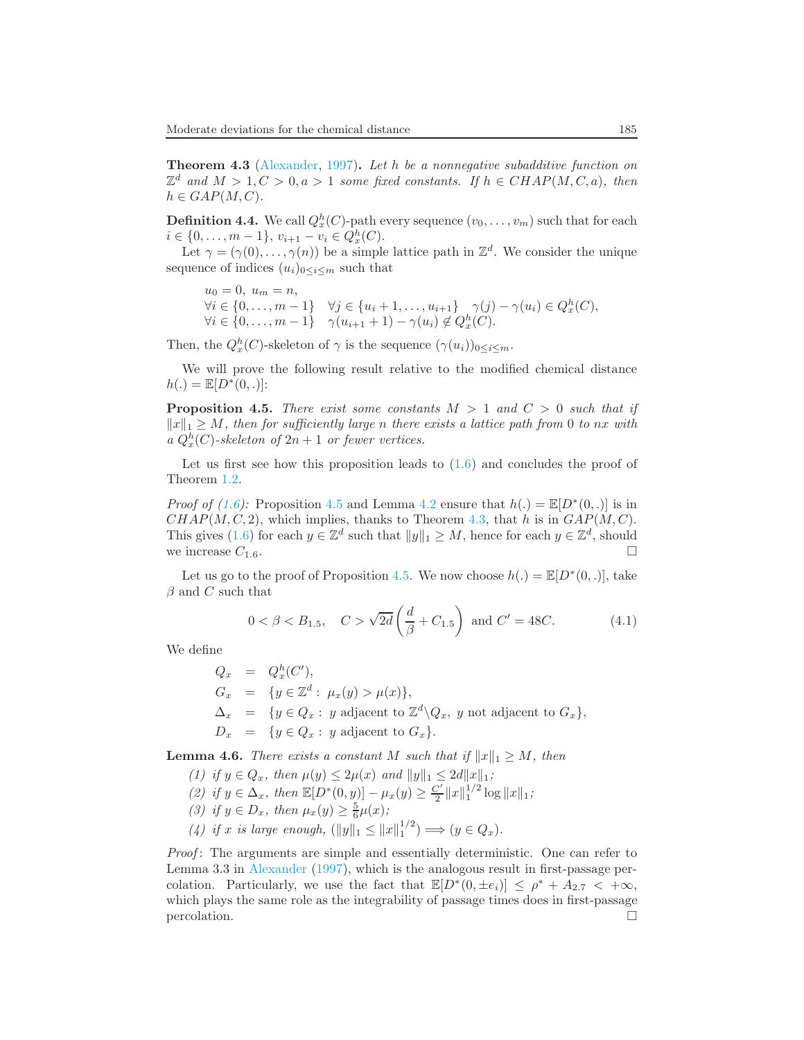**Theorem 4.3** (Alexander, 1997)**.** *Let $h$ be a nonnegative subadditive function on $\mathbb{Z}^d$ and $M > 1, C > 0, a > 1$ some fixed constants. If $h \in CHAP(M, C, a)$, then $h \in GAP(M, C)$.*

**Definition 4.4.** We call $Q_x^h(C)$-path every sequence $(v_0, \dots, v_m)$ such that for each $i \in \{0, \dots, m-1\}$, $v_{i+1} - v_i \in Q_x^h(C)$.

Let $\gamma = (\gamma(0), \dots, \gamma(n))$ be a simple lattice path in $\mathbb{Z}^d$. We consider the unique sequence of indices $(u_i)_{0 \le i \le m}$ such that

$$
\begin{array}{l}
u_0 = 0, \ u_m = n, \\
\forall i \in \{0, \dots, m-1\} \quad \forall j \in \{u_i + 1, \dots, u_{i+1}\} \quad \gamma(j) - \gamma(u_i) \in Q_x^h(C), \\
\forall i \in \{0, \dots, m-1\} \quad \gamma(u_{i+1} + 1) - \gamma(u_i) \notin Q_x^h(C).
\end{array}
$$

Then, the $Q_x^h(C)$-skeleton of $\gamma$ is the sequence $(\gamma(u_i))_{0 \le i \le m}$.

We will prove the following result relative to the modified chemical distance $h(.) = \mathbb{E}[D^*(0, .)]$:

**Proposition 4.5.** *There exist some constants $M > 1$ and $C > 0$ such that if $\|x\|_1 \ge M$, then for sufficiently large $n$ there exists a lattice path from $0$ to $nx$ with a $Q_x^h(C)$-skeleton of $2n + 1$ or fewer vertices.*

Let us first see how this proposition leads to (1.6) and concludes the proof of Theorem 1.2.

*Proof of (1.6):* Proposition 4.5 and Lemma 4.2 ensure that $h(.) = \mathbb{E}[D^*(0, .)]$ is in $CHAP(M, C, 2)$, which implies, thanks to Theorem 4.3, that $h$ is in $GAP(M, C)$. This gives (1.6) for each $y \in \mathbb{Z}^d$ such that $\|y\|_1 \ge M$, hence for each $y \in \mathbb{Z}^d$, should we increase $C_{1.6}$. □

Let us go to the proof of Proposition 4.5. We now choose $h(.) = \mathbb{E}[D^*(0, .)]$, take $\beta$ and $C$ such that

$$
0 < \beta < B_{1.5}, \quad C > \sqrt{2d}\left(\frac{d}{\beta} + C_{1.5}\right) \text{ and } C' = 48C. \tag{4.1}
$$

We define

$$
\begin{array}{rcl}
Q_x &=& Q_x^h(C'), \\
G_x &=& \{y \in \mathbb{Z}^d : \ \mu_x(y) > \mu(x)\}, \\
\Delta_x &=& \{y \in Q_x : \ y \text{ adjacent to } \mathbb{Z}^d \backslash Q_x, \ y \text{ not adjacent to } G_x\}, \\
D_x &=& \{y \in Q_x : \ y \text{ adjacent to } G_x\}.
\end{array}
$$

**Lemma 4.6.** *There exists a constant $M$ such that if $\|x\|_1 \ge M$, then*

*(1) if $y \in Q_x$, then $\mu(y) \le 2\mu(x)$ and $\|y\|_1 \le 2d\|x\|_1$;*

*(2) if $y \in \Delta_x$, then $\mathbb{E}[D^*(0, y)] - \mu_x(y) \ge \frac{C'}{2}\|x\|_1^{1/2} \log \|x\|_1$;*

*(3) if $y \in D_x$, then $\mu_x(y) \ge \frac{5}{6}\mu(x)$;*

*(4) if $x$ is large enough, $(\|y\|_1 \le \|x\|_1^{1/2}) \Longrightarrow (y \in Q_x)$.*

*Proof*: The arguments are simple and essentially deterministic. One can refer to Lemma 3.3 in Alexander (1997), which is the analogous result in first-passage percolation. Particularly, we use the fact that $\mathbb{E}[D^*(0, \pm e_i)] \le \rho^* + A_{2.7} < +\infty$, which plays the same role as the integrability of passage times does in first-passage percolation. □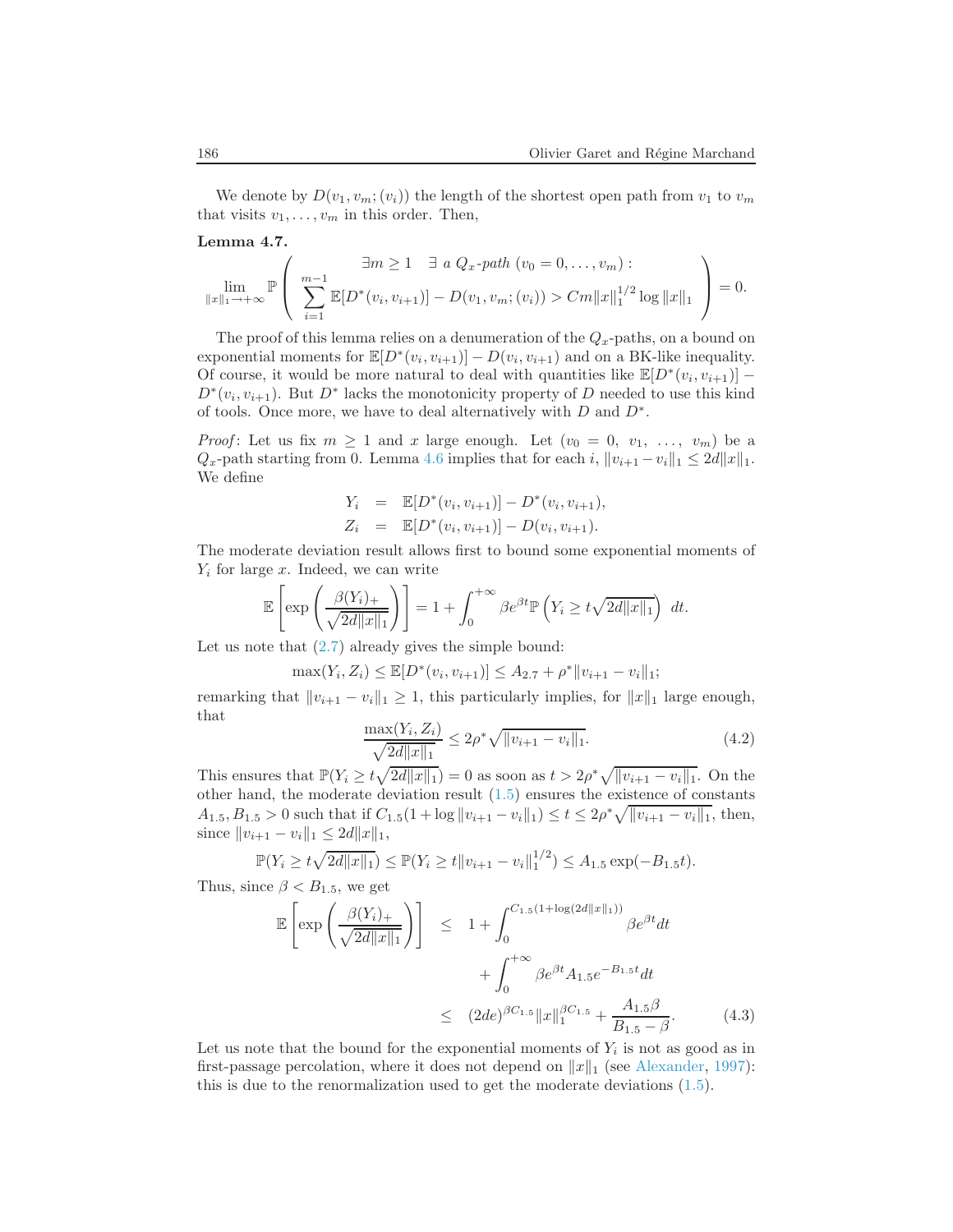We denote by $D(v_1, v_m; (v_i))$ the length of the shortest open path from $v_1$ to $v_m$ that visits $v_1, \dots, v_m$ in this order. Then,

**Lemma 4.7.**

$$\lim_{\|x\|_1 \to +\infty} \mathbb{P}\left( \begin{array}{c} \exists m \geq 1 \quad \exists \text{ a } Q_x\text{-path } (v_0 = 0, \dots, v_m) : \\ \displaystyle\sum_{i=1}^{m-1} \mathbb{E}[D^*(v_i, v_{i+1})] - D(v_1, v_m; (v_i)) > Cm\|x\|_1^{1/2} \log \|x\|_1 \end{array} \right) = 0.$$

The proof of this lemma relies on a denumeration of the $Q_x$-paths, on a bound on exponential moments for $\mathbb{E}[D^*(v_i, v_{i+1})] - D(v_i, v_{i+1})$ and on a BK-like inequality. Of course, it would be more natural to deal with quantities like $\mathbb{E}[D^*(v_i, v_{i+1})] - D^*(v_i, v_{i+1})$. But $D^*$ lacks the monotonicity property of $D$ needed to use this kind of tools. Once more, we have to deal alternatively with $D$ and $D^*$.

*Proof*: Let us fix $m \geq 1$ and $x$ large enough. Let $(v_0 = 0,\ v_1,\ \dots,\ v_m)$ be a $Q_x$-path starting from 0. Lemma 4.6 implies that for each $i$, $\|v_{i+1} - v_i\|_1 \leq 2d\|x\|_1$. We define

$$\begin{aligned} Y_i &= \mathbb{E}[D^*(v_i, v_{i+1})] - D^*(v_i, v_{i+1}), \\ Z_i &= \mathbb{E}[D^*(v_i, v_{i+1})] - D(v_i, v_{i+1}). \end{aligned}$$

The moderate deviation result allows first to bound some exponential moments of $Y_i$ for large $x$. Indeed, we can write

$$\mathbb{E}\left[\exp\left(\frac{\beta(Y_i)_+}{\sqrt{2d\|x\|_1}}\right)\right] = 1 + \int_0^{+\infty} \beta e^{\beta t} \mathbb{P}\left(Y_i \geq t\sqrt{2d\|x\|_1}\right)\ dt.$$

Let us note that (2.7) already gives the simple bound:

$$\max(Y_i, Z_i) \leq \mathbb{E}[D^*(v_i, v_{i+1})] \leq A_{2.7} + \rho^* \|v_{i+1} - v_i\|_1;$$

remarking that $\|v_{i+1} - v_i\|_1 \geq 1$, this particularly implies, for $\|x\|_1$ large enough, that

$$\frac{\max(Y_i, Z_i)}{\sqrt{2d\|x\|_1}} \leq 2\rho^* \sqrt{\|v_{i+1} - v_i\|_1}. \tag{4.2}$$

This ensures that $\mathbb{P}(Y_i \geq t\sqrt{2d\|x\|_1}) = 0$ as soon as $t > 2\rho^* \sqrt{\|v_{i+1} - v_i\|_1}$. On the other hand, the moderate deviation result (1.5) ensures the existence of constants $A_{1.5}, B_{1.5} > 0$ such that if $C_{1.5}(1 + \log \|v_{i+1} - v_i\|_1) \leq t \leq 2\rho^* \sqrt{\|v_{i+1} - v_i\|_1}$, then, since $\|v_{i+1} - v_i\|_1 \leq 2d\|x\|_1$,

$$\mathbb{P}(Y_i \geq t\sqrt{2d\|x\|_1}) \leq \mathbb{P}(Y_i \geq t\|v_{i+1} - v_i\|_1^{1/2}) \leq A_{1.5} \exp(-B_{1.5} t).$$

Thus, since $\beta < B_{1.5}$, we get

$$\begin{aligned} \mathbb{E}\left[\exp\left(\frac{\beta(Y_i)_+}{\sqrt{2d\|x\|_1}}\right)\right] &\leq 1 + \int_0^{C_{1.5}(1+\log(2d\|x\|_1))} \beta e^{\beta t} dt \\ &\quad + \int_0^{+\infty} \beta e^{\beta t} A_{1.5} e^{-B_{1.5} t} dt \\ &\leq (2de)^{\beta C_{1.5}} \|x\|_1^{\beta C_{1.5}} + \frac{A_{1.5}\beta}{B_{1.5} - \beta}. \end{aligned} \tag{4.3}$$

Let us note that the bound for the exponential moments of $Y_i$ is not as good as in first-passage percolation, where it does not depend on $\|x\|_1$ (see Alexander, 1997): this is due to the renormalization used to get the moderate deviations (1.5).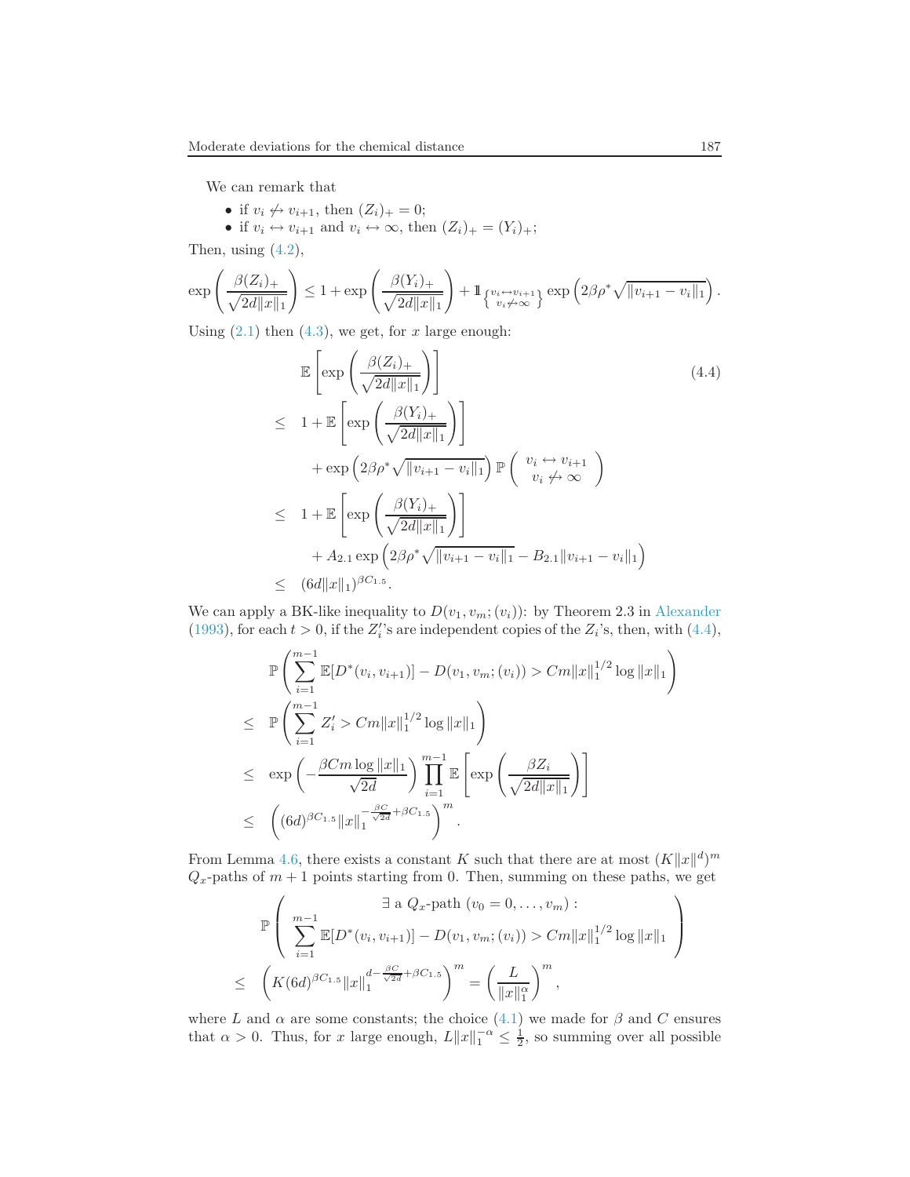We can remark that

- if $v_i \not\leftrightarrow v_{i+1}$, then $(Z_i)_+ = 0$;
- if $v_i \leftrightarrow v_{i+1}$ and $v_i \leftrightarrow \infty$, then $(Z_i)_+ = (Y_i)_+$;

Then, using (4.2),

$$\exp\left(\frac{\beta(Z_i)_+}{\sqrt{2d\|x\|_1}}\right) \leq 1 + \exp\left(\frac{\beta(Y_i)_+}{\sqrt{2d\|x\|_1}}\right) + 1\!\!1_{\left\{\substack{v_i \leftrightarrow v_{i+1} \\ v_i \not\leftrightarrow \infty}\right\}} \exp\left(2\beta\rho^*\sqrt{\|v_{i+1}-v_i\|_1}\right).$$

Using (2.1) then (4.3), we get, for $x$ large enough:

$$\begin{aligned}
& \mathbb{E}\left[\exp\left(\frac{\beta(Z_i)_+}{\sqrt{2d\|x\|_1}}\right)\right] \qquad (4.4)\\
\leq \; & 1 + \mathbb{E}\left[\exp\left(\frac{\beta(Y_i)_+}{\sqrt{2d\|x\|_1}}\right)\right] \\
& + \exp\left(2\beta\rho^*\sqrt{\|v_{i+1}-v_i\|_1}\right)\mathbb{P}\left(\begin{array}{c} v_i \leftrightarrow v_{i+1} \\ v_i \not\leftrightarrow \infty \end{array}\right) \\
\leq \; & 1 + \mathbb{E}\left[\exp\left(\frac{\beta(Y_i)_+}{\sqrt{2d\|x\|_1}}\right)\right] \\
& + A_{2.1}\exp\left(2\beta\rho^*\sqrt{\|v_{i+1}-v_i\|_1} - B_{2.1}\|v_{i+1}-v_i\|_1\right) \\
\leq \; & (6d\|x\|_1)^{\beta C_{1.5}}.
\end{aligned}$$

We can apply a BK-like inequality to $D(v_1, v_m; (v_i))$: by Theorem 2.3 in Alexander (1993), for each $t > 0$, if the $Z_i'$'s are independent copies of the $Z_i$'s, then, with (4.4),

$$\begin{aligned}
& \mathbb{P}\left(\sum_{i=1}^{m-1}\mathbb{E}[D^*(v_i, v_{i+1})] - D(v_1, v_m; (v_i)) > Cm\|x\|_1^{1/2}\log\|x\|_1\right) \\
\leq \; & \mathbb{P}\left(\sum_{i=1}^{m-1} Z_i' > Cm\|x\|_1^{1/2}\log\|x\|_1\right) \\
\leq \; & \exp\left(-\frac{\beta Cm\log\|x\|_1}{\sqrt{2d}}\right)\prod_{i=1}^{m-1}\mathbb{E}\left[\exp\left(\frac{\beta Z_i}{\sqrt{2d\|x\|_1}}\right)\right] \\
\leq \; & \left((6d)^{\beta C_{1.5}}\|x\|_1^{-\frac{\beta C}{\sqrt{2d}}+\beta C_{1.5}}\right)^m.
\end{aligned}$$

From Lemma 4.6, there exists a constant $K$ such that there are at most $(K\|x\|^d)^m$ $Q_x$-paths of $m+1$ points starting from 0. Then, summing on these paths, we get

$$\begin{aligned}
& \mathbb{P}\left(\begin{array}{c} \exists \text{ a } Q_x\text{-path } (v_0 = 0, \dots, v_m): \\ \sum_{i=1}^{m-1}\mathbb{E}[D^*(v_i, v_{i+1})] - D(v_1, v_m; (v_i)) > Cm\|x\|_1^{1/2}\log\|x\|_1 \end{array}\right) \\
\leq \; & \left(K(6d)^{\beta C_{1.5}}\|x\|_1^{d-\frac{\beta C}{\sqrt{2d}}+\beta C_{1.5}}\right)^m = \left(\frac{L}{\|x\|_1^{\alpha}}\right)^m,
\end{aligned}$$

where $L$ and $\alpha$ are some constants; the choice (4.1) we made for $\beta$ and $C$ ensures that $\alpha > 0$. Thus, for $x$ large enough, $L\|x\|_1^{-\alpha} \leq \frac{1}{2}$, so summing over all possible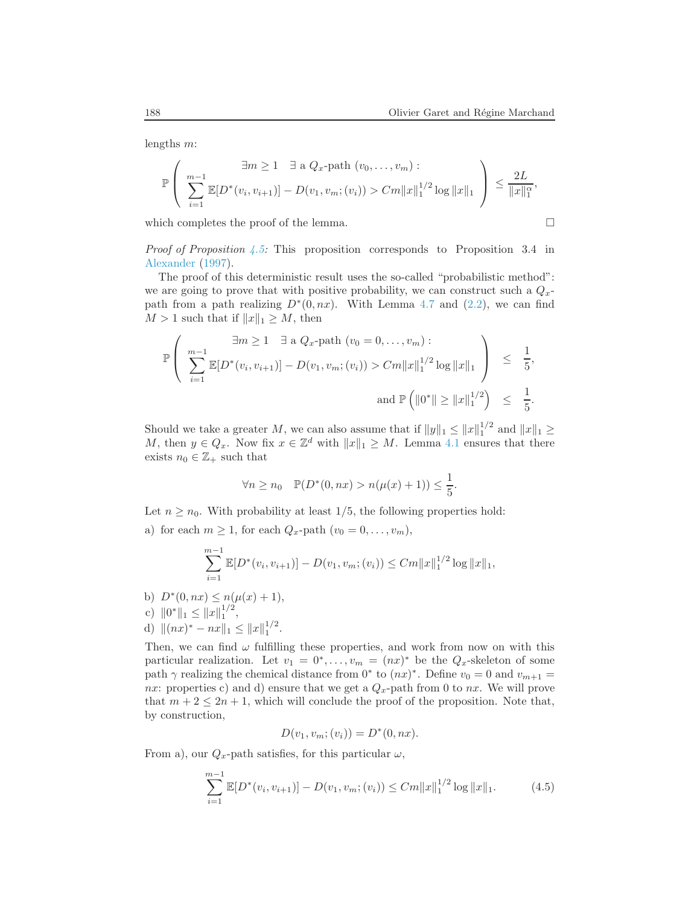lengths $m$:

$$\mathbb{P}\left(\begin{array}{c} \exists m \geq 1 \quad \exists \text{ a } Q_x\text{-path } (v_0, \dots, v_m) : \\ \sum_{i=1}^{m-1} \mathbb{E}[D^*(v_i, v_{i+1})] - D(v_1, v_m; (v_i)) > Cm\|x\|_1^{1/2} \log \|x\|_1 \end{array}\right) \leq \frac{2L}{\|x\|_1^{\alpha}},$$

which completes the proof of the lemma. □

*Proof of Proposition 4.5:* This proposition corresponds to Proposition 3.4 in Alexander (1997).

The proof of this deterministic result uses the so-called "probabilistic method": we are going to prove that with positive probability, we can construct such a $Q_x$-path from a path realizing $D^*(0, nx)$. With Lemma 4.7 and (2.2), we can find $M > 1$ such that if $\|x\|_1 \geq M$, then

$$\mathbb{P}\left(\begin{array}{c} \exists m \geq 1 \quad \exists \text{ a } Q_x\text{-path } (v_0 = 0, \dots, v_m) : \\ \sum_{i=1}^{m-1} \mathbb{E}[D^*(v_i, v_{i+1})] - D(v_1, v_m; (v_i)) > Cm\|x\|_1^{1/2} \log \|x\|_1 \end{array}\right) \leq \frac{1}{5},$$

$$\text{and } \mathbb{P}\left(\|0^*\| \geq \|x\|_1^{1/2}\right) \leq \frac{1}{5}.$$

Should we take a greater $M$, we can also assume that if $\|y\|_1 \leq \|x\|_1^{1/2}$ and $\|x\|_1 \geq M$, then $y \in Q_x$. Now fix $x \in \mathbb{Z}^d$ with $\|x\|_1 \geq M$. Lemma 4.1 ensures that there exists $n_0 \in \mathbb{Z}_+$ such that

$$\forall n \geq n_0 \quad \mathbb{P}(D^*(0, nx) > n(\mu(x) + 1)) \leq \frac{1}{5}.$$

Let $n \geq n_0$. With probability at least $1/5$, the following properties hold:

a) for each $m \geq 1$, for each $Q_x$-path $(v_0 = 0, \dots, v_m)$,

$$\sum_{i=1}^{m-1} \mathbb{E}[D^*(v_i, v_{i+1})] - D(v_1, v_m; (v_i)) \leq Cm\|x\|_1^{1/2} \log \|x\|_1,$$

b) $D^*(0, nx) \leq n(\mu(x) + 1)$,

c) $\|0^*\|_1 \leq \|x\|_1^{1/2}$,

d) $\|(nx)^* - nx\|_1 \leq \|x\|_1^{1/2}$.

Then, we can find $\omega$ fulfilling these properties, and work from now on with this particular realization. Let $v_1 = 0^*, \dots, v_m = (nx)^*$ be the $Q_x$-skeleton of some path $\gamma$ realizing the chemical distance from $0^*$ to $(nx)^*$. Define $v_0 = 0$ and $v_{m+1} = nx$: properties c) and d) ensure that we get a $Q_x$-path from $0$ to $nx$. We will prove that $m + 2 \leq 2n + 1$, which will conclude the proof of the proposition. Note that, by construction,

$$D(v_1, v_m; (v_i)) = D^*(0, nx).$$

From a), our $Q_x$-path satisfies, for this particular $\omega$,

$$\sum_{i=1}^{m-1} \mathbb{E}[D^*(v_i, v_{i+1})] - D(v_1, v_m; (v_i)) \leq Cm\|x\|_1^{1/2} \log \|x\|_1. \tag{4.5}$$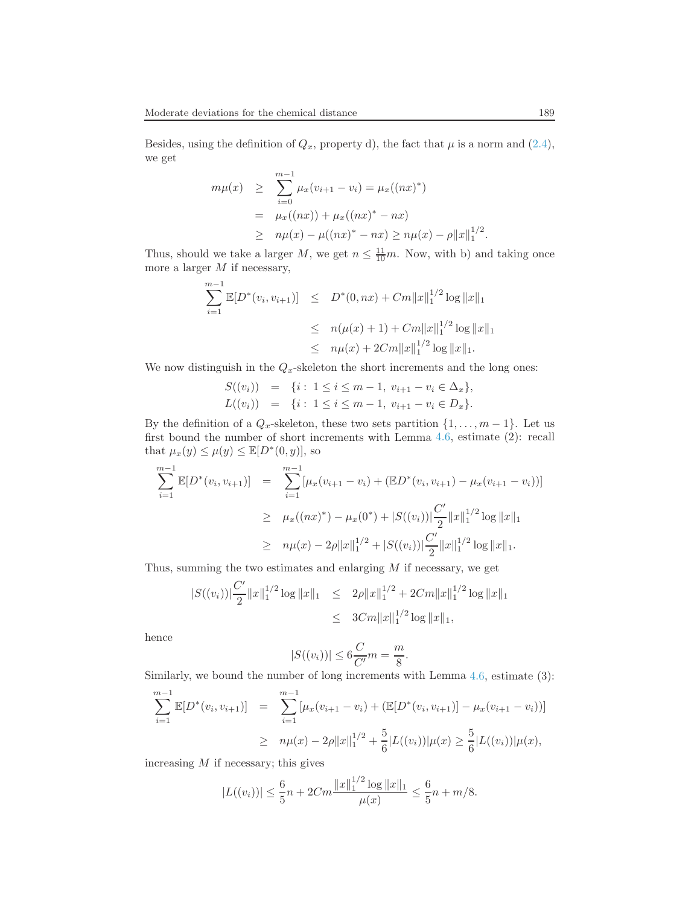Besides, using the definition of $Q_x$, property d), the fact that $\mu$ is a norm and (2.4), we get

$$
\begin{aligned}
m\mu(x) &\geq \sum_{i=0}^{m-1} \mu_x(v_{i+1} - v_i) = \mu_x((nx)^*) \\
&= \mu_x((nx)) + \mu_x((nx)^* - nx) \\
&\geq n\mu(x) - \mu((nx)^* - nx) \geq n\mu(x) - \rho \|x\|_1^{1/2}.
\end{aligned}
$$

Thus, should we take a larger $M$, we get $n \leq \frac{11}{10}m$. Now, with b) and taking once more a larger $M$ if necessary,

$$
\begin{aligned}
\sum_{i=1}^{m-1} \mathbb{E}[D^*(v_i, v_{i+1})] &\leq D^*(0, nx) + Cm\|x\|_1^{1/2} \log \|x\|_1 \\
&\leq n(\mu(x) + 1) + Cm\|x\|_1^{1/2} \log \|x\|_1 \\
&\leq n\mu(x) + 2Cm\|x\|_1^{1/2} \log \|x\|_1.
\end{aligned}
$$

We now distinguish in the $Q_x$-skeleton the short increments and the long ones:

$$
\begin{aligned}
S((v_i)) &= \{i : 1 \leq i \leq m-1, \ v_{i+1} - v_i \in \Delta_x\}, \\
L((v_i)) &= \{i : 1 \leq i \leq m-1, \ v_{i+1} - v_i \in D_x\}.
\end{aligned}
$$

By the definition of a $Q_x$-skeleton, these two sets partition $\{1, \dots, m-1\}$. Let us first bound the number of short increments with Lemma 4.6, estimate (2): recall that $\mu_x(y) \leq \mu(y) \leq \mathbb{E}[D^*(0, y)]$, so

$$
\begin{aligned}
\sum_{i=1}^{m-1} \mathbb{E}[D^*(v_i, v_{i+1})] &= \sum_{i=1}^{m-1} [\mu_x(v_{i+1} - v_i) + (\mathbb{E}D^*(v_i, v_{i+1}) - \mu_x(v_{i+1} - v_i))] \\
&\geq \mu_x((nx)^*) - \mu_x(0^*) + |S((v_i))| \frac{C'}{2} \|x\|_1^{1/2} \log \|x\|_1 \\
&\geq n\mu(x) - 2\rho\|x\|_1^{1/2} + |S((v_i))| \frac{C'}{2} \|x\|_1^{1/2} \log \|x\|_1.
\end{aligned}
$$

Thus, summing the two estimates and enlarging $M$ if necessary, we get

$$
\begin{aligned}
|S((v_i))| \frac{C'}{2} \|x\|_1^{1/2} \log \|x\|_1 &\leq 2\rho\|x\|_1^{1/2} + 2Cm\|x\|_1^{1/2} \log \|x\|_1 \\
&\leq 3Cm\|x\|_1^{1/2} \log \|x\|_1,
\end{aligned}
$$

hence

$$
|S((v_i))| \leq 6\frac{C}{C'}m = \frac{m}{8}.
$$

Similarly, we bound the number of long increments with Lemma 4.6, estimate (3):

$$
\begin{aligned}
\sum_{i=1}^{m-1} \mathbb{E}[D^*(v_i, v_{i+1})] &= \sum_{i=1}^{m-1} [\mu_x(v_{i+1} - v_i) + (\mathbb{E}[D^*(v_i, v_{i+1})] - \mu_x(v_{i+1} - v_i))] \\
&\geq n\mu(x) - 2\rho\|x\|_1^{1/2} + \frac{5}{6}|L((v_i))|\mu(x) \geq \frac{5}{6}|L((v_i))|\mu(x),
\end{aligned}
$$

increasing $M$ if necessary; this gives

$$
|L((v_i))| \leq \frac{6}{5}n + 2Cm\frac{\|x\|_1^{1/2} \log \|x\|_1}{\mu(x)} \leq \frac{6}{5}n + m/8.
$$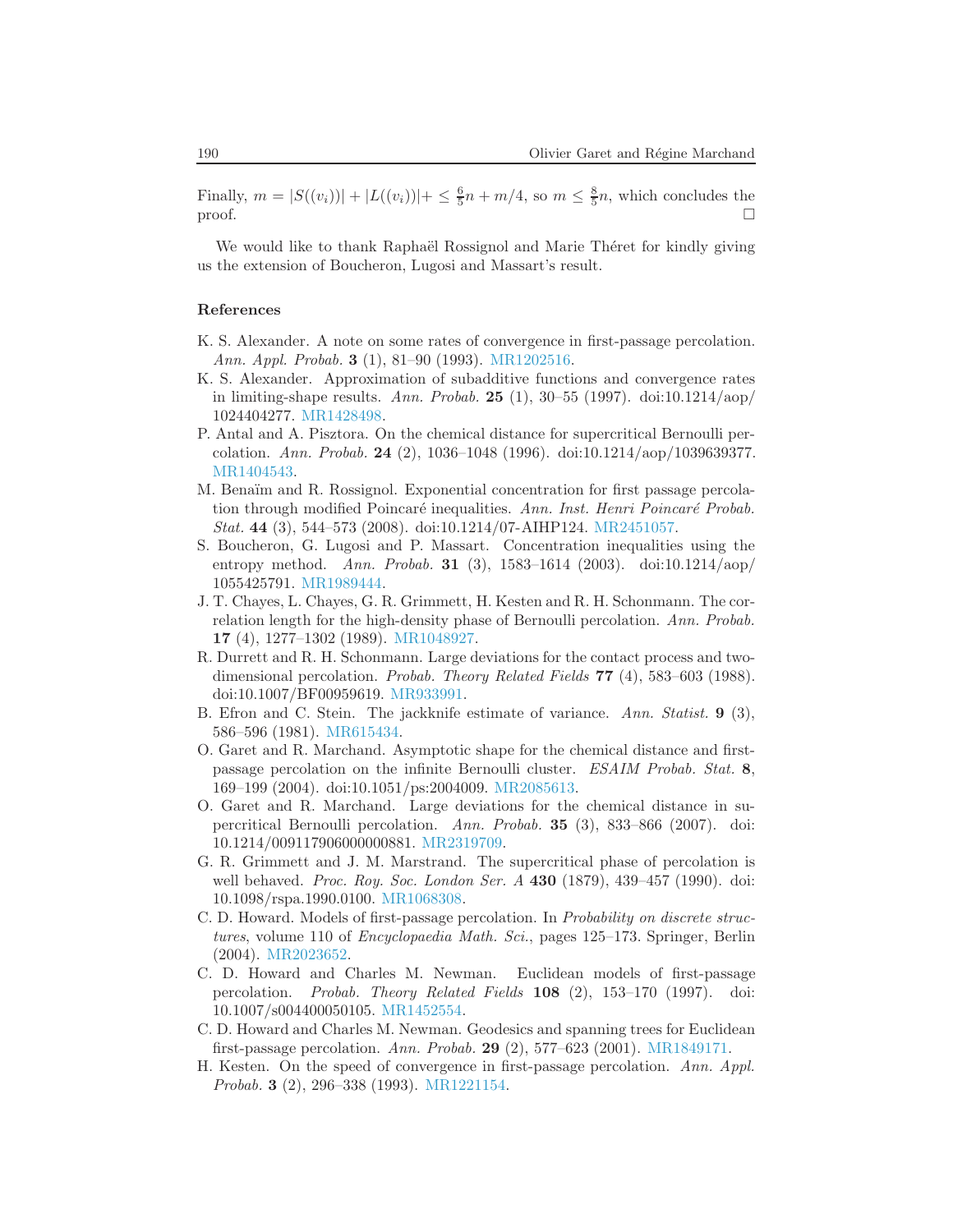Finally, $m = |S((v_i))| + |L((v_i))| + \leq \frac{6}{5}n + m/4$, so $m \leq \frac{8}{5}n$, which concludes the proof. $\square$

We would like to thank Raphaël Rossignol and Marie Théret for kindly giving us the extension of Boucheron, Lugosi and Massart's result.

## References

K. S. Alexander. A note on some rates of convergence in first-passage percolation. *Ann. Appl. Probab.* **3** (1), 81–90 (1993). MR1202516.

K. S. Alexander. Approximation of subadditive functions and convergence rates in limiting-shape results. *Ann. Probab.* **25** (1), 30–55 (1997). doi:10.1214/aop/1024404277. MR1428498.

P. Antal and A. Pisztora. On the chemical distance for supercritical Bernoulli percolation. *Ann. Probab.* **24** (2), 1036–1048 (1996). doi:10.1214/aop/1039639377. MR1404543.

M. Benaïm and R. Rossignol. Exponential concentration for first passage percolation through modified Poincaré inequalities. *Ann. Inst. Henri Poincaré Probab. Stat.* **44** (3), 544–573 (2008). doi:10.1214/07-AIHP124. MR2451057.

S. Boucheron, G. Lugosi and P. Massart. Concentration inequalities using the entropy method. *Ann. Probab.* **31** (3), 1583–1614 (2003). doi:10.1214/aop/1055425791. MR1989444.

J. T. Chayes, L. Chayes, G. R. Grimmett, H. Kesten and R. H. Schonmann. The correlation length for the high-density phase of Bernoulli percolation. *Ann. Probab.* **17** (4), 1277–1302 (1989). MR1048927.

R. Durrett and R. H. Schonmann. Large deviations for the contact process and two-dimensional percolation. *Probab. Theory Related Fields* **77** (4), 583–603 (1988). doi:10.1007/BF00959619. MR933991.

B. Efron and C. Stein. The jackknife estimate of variance. *Ann. Statist.* **9** (3), 586–596 (1981). MR615434.

O. Garet and R. Marchand. Asymptotic shape for the chemical distance and first-passage percolation on the infinite Bernoulli cluster. *ESAIM Probab. Stat.* **8**, 169–199 (2004). doi:10.1051/ps:2004009. MR2085613.

O. Garet and R. Marchand. Large deviations for the chemical distance in supercritical Bernoulli percolation. *Ann. Probab.* **35** (3), 833–866 (2007). doi:10.1214/009117906000000881. MR2319709.

G. R. Grimmett and J. M. Marstrand. The supercritical phase of percolation is well behaved. *Proc. Roy. Soc. London Ser. A* **430** (1879), 439–457 (1990). doi:10.1098/rspa.1990.0100. MR1068308.

C. D. Howard. Models of first-passage percolation. In *Probability on discrete structures*, volume 110 of *Encyclopaedia Math. Sci.*, pages 125–173. Springer, Berlin (2004). MR2023652.

C. D. Howard and Charles M. Newman. Euclidean models of first-passage percolation. *Probab. Theory Related Fields* **108** (2), 153–170 (1997). doi:10.1007/s004400050105. MR1452554.

C. D. Howard and Charles M. Newman. Geodesics and spanning trees for Euclidean first-passage percolation. *Ann. Probab.* **29** (2), 577–623 (2001). MR1849171.

H. Kesten. On the speed of convergence in first-passage percolation. *Ann. Appl. Probab.* **3** (2), 296–338 (1993). MR1221154.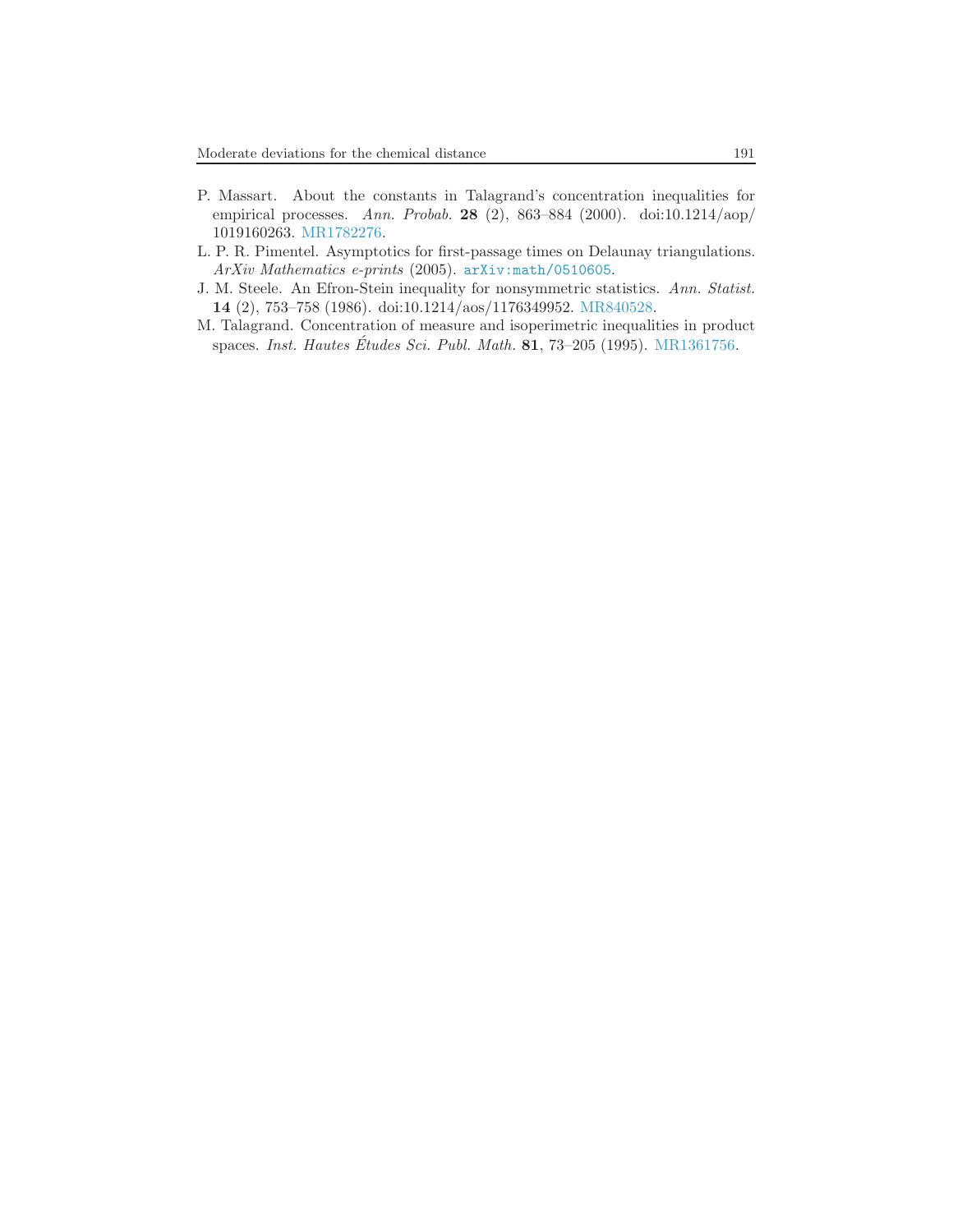P. Massart. About the constants in Talagrand's concentration inequalities for empirical processes. *Ann. Probab.* **28** (2), 863–884 (2000). doi:10.1214/aop/1019160263. MR1782276.

L. P. R. Pimentel. Asymptotics for first-passage times on Delaunay triangulations. *ArXiv Mathematics e-prints* (2005). arXiv:math/0510605.

J. M. Steele. An Efron-Stein inequality for nonsymmetric statistics. *Ann. Statist.* **14** (2), 753–758 (1986). doi:10.1214/aos/1176349952. MR840528.

M. Talagrand. Concentration of measure and isoperimetric inequalities in product spaces. *Inst. Hautes Études Sci. Publ. Math.* **81**, 73–205 (1995). MR1361756.